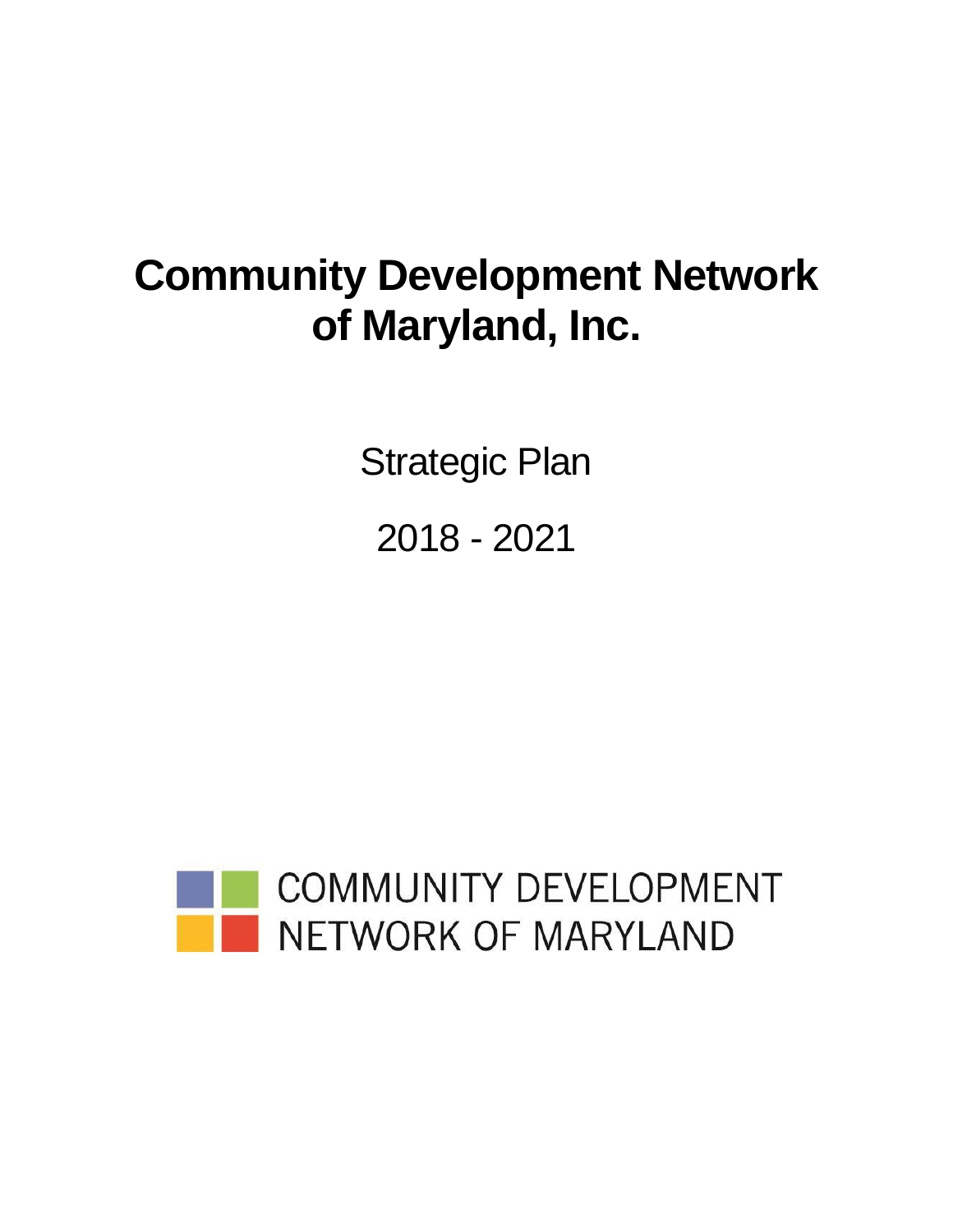# Community Development Network of Maryland, Inc.

Strategic Plan

2018 - 2021

COMMUNITY DEVELOPMENT NETWORK OF MARYLAND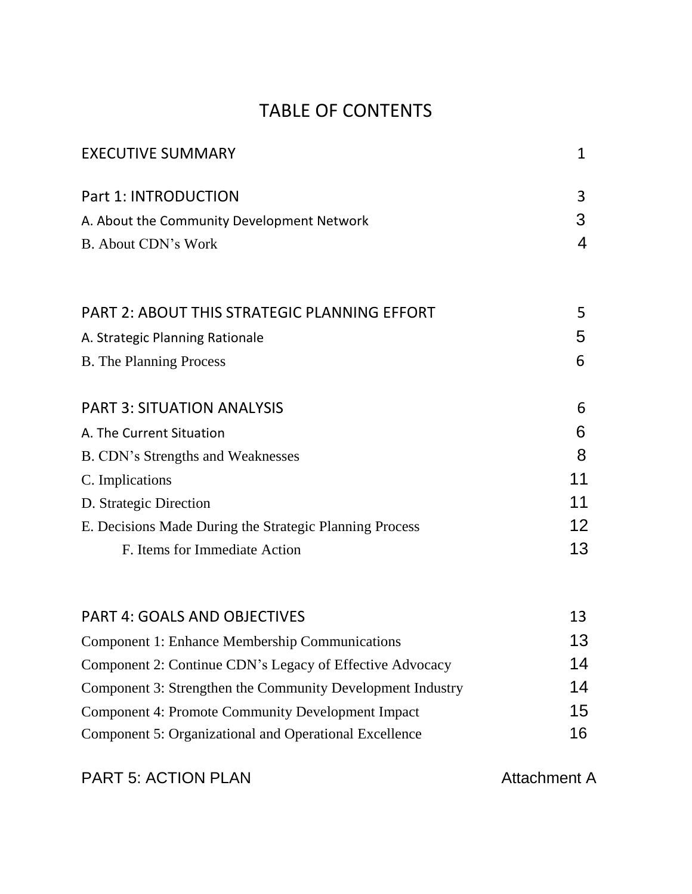# TABLE OF CONTENTS

| | |
|---|---|
| EXECUTIVE SUMMARY | 1 |
| **Part 1: INTRODUCTION** | 3 |
| A. About the Community Development Network | 3 |
| B. About CDN's Work | 4 |
| **PART 2: ABOUT THIS STRATEGIC PLANNING EFFORT** | 5 |
| A. Strategic Planning Rationale | 5 |
| B. The Planning Process | 6 |
| **PART 3: SITUATION ANALYSIS** | 6 |
| A. The Current Situation | 6 |
| B. CDN's Strengths and Weaknesses | 8 |
| C. Implications | 11 |
| D. Strategic Direction | 11 |
| E. Decisions Made During the Strategic Planning Process | 12 |
| F. Items for Immediate Action | 13 |
| **PART 4: GOALS AND OBJECTIVES** | 13 |
| Component 1: Enhance Membership Communications | 13 |
| Component 2: Continue CDN's Legacy of Effective Advocacy | 14 |
| Component 3: Strengthen the Community Development Industry | 14 |
| Component 4: Promote Community Development Impact | 15 |
| Component 5: Organizational and Operational Excellence | 16 |
| **PART 5: ACTION PLAN** | Attachment A |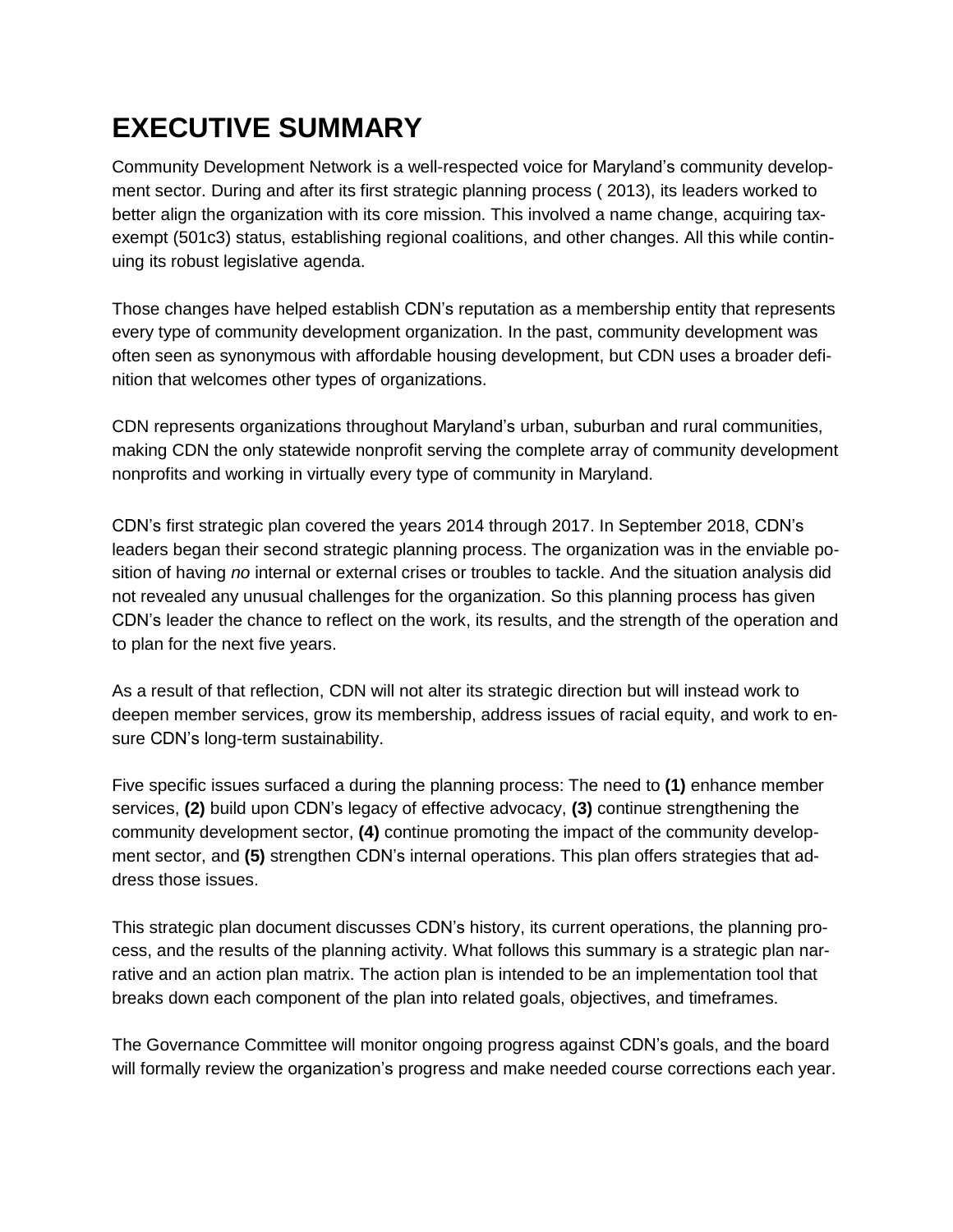# EXECUTIVE SUMMARY

Community Development Network is a well-respected voice for Maryland's community development sector. During and after its first strategic planning process ( 2013), its leaders worked to better align the organization with its core mission. This involved a name change, acquiring tax-exempt (501c3) status, establishing regional coalitions, and other changes. All this while continuing its robust legislative agenda.

Those changes have helped establish CDN's reputation as a membership entity that represents every type of community development organization. In the past, community development was often seen as synonymous with affordable housing development, but CDN uses a broader definition that welcomes other types of organizations.

CDN represents organizations throughout Maryland's urban, suburban and rural communities, making CDN the only statewide nonprofit serving the complete array of community development nonprofits and working in virtually every type of community in Maryland.

CDN's first strategic plan covered the years 2014 through 2017. In September 2018, CDN's leaders began their second strategic planning process. The organization was in the enviable position of having *no* internal or external crises or troubles to tackle. And the situation analysis did not revealed any unusual challenges for the organization. So this planning process has given CDN's leader the chance to reflect on the work, its results, and the strength of the operation and to plan for the next five years.

As a result of that reflection, CDN will not alter its strategic direction but will instead work to deepen member services, grow its membership, address issues of racial equity, and work to ensure CDN's long-term sustainability.

Five specific issues surfaced a during the planning process: The need to **(1)** enhance member services, **(2)** build upon CDN's legacy of effective advocacy, **(3)** continue strengthening the community development sector, **(4)** continue promoting the impact of the community development sector, and **(5)** strengthen CDN's internal operations. This plan offers strategies that address those issues.

This strategic plan document discusses CDN's history, its current operations, the planning process, and the results of the planning activity. What follows this summary is a strategic plan narrative and an action plan matrix. The action plan is intended to be an implementation tool that breaks down each component of the plan into related goals, objectives, and timeframes.

The Governance Committee will monitor ongoing progress against CDN's goals, and the board will formally review the organization's progress and make needed course corrections each year.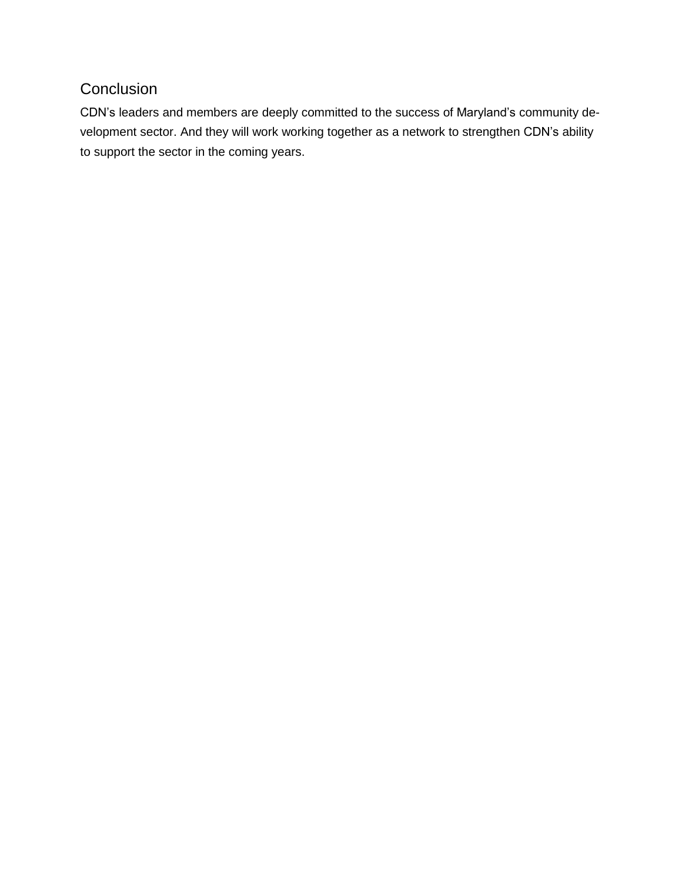## Conclusion

CDN’s leaders and members are deeply committed to the success of Maryland’s community development sector. And they will work working together as a network to strengthen CDN’s ability to support the sector in the coming years.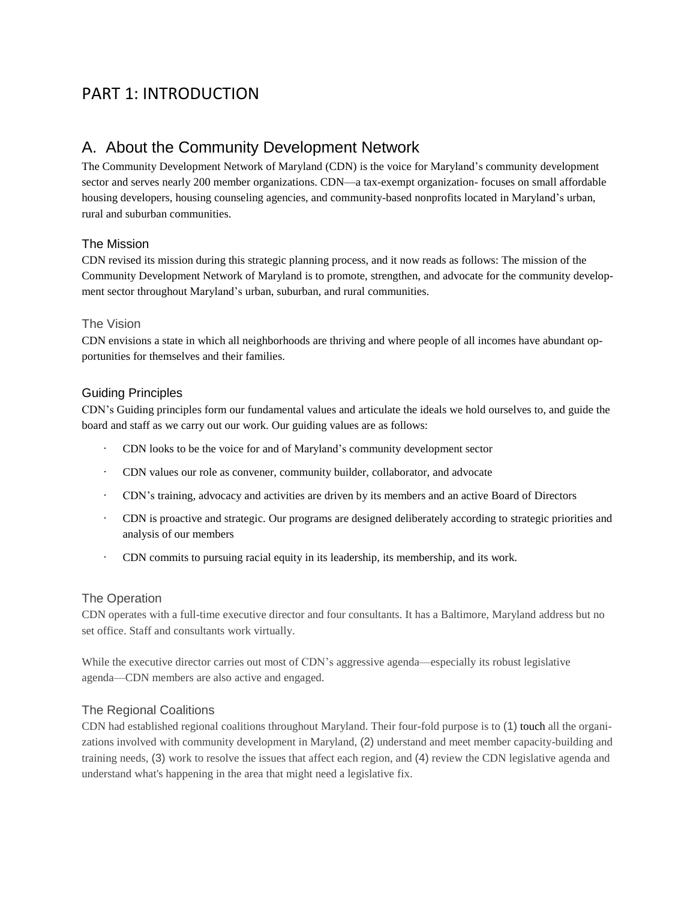# PART 1: INTRODUCTION

## A. About the Community Development Network

The Community Development Network of Maryland (CDN) is the voice for Maryland's community development sector and serves nearly 200 member organizations. CDN—a tax-exempt organization- focuses on small affordable housing developers, housing counseling agencies, and community-based nonprofits located in Maryland's urban, rural and suburban communities.

### The Mission

CDN revised its mission during this strategic planning process, and it now reads as follows: The mission of the Community Development Network of Maryland is to promote, strengthen, and advocate for the community development sector throughout Maryland's urban, suburban, and rural communities.

### The Vision

CDN envisions a state in which all neighborhoods are thriving and where people of all incomes have abundant opportunities for themselves and their families.

### Guiding Principles

CDN's Guiding principles form our fundamental values and articulate the ideals we hold ourselves to, and guide the board and staff as we carry out our work. Our guiding values are as follows:

- CDN looks to be the voice for and of Maryland's community development sector
- CDN values our role as convener, community builder, collaborator, and advocate
- CDN's training, advocacy and activities are driven by its members and an active Board of Directors
- CDN is proactive and strategic. Our programs are designed deliberately according to strategic priorities and analysis of our members
- CDN commits to pursuing racial equity in its leadership, its membership, and its work.

### The Operation

CDN operates with a full-time executive director and four consultants. It has a Baltimore, Maryland address but no set office. Staff and consultants work virtually.

While the executive director carries out most of CDN's aggressive agenda—especially its robust legislative agenda—CDN members are also active and engaged.

### The Regional Coalitions

CDN had established regional coalitions throughout Maryland. Their four-fold purpose is to (1) touch all the organizations involved with community development in Maryland, (2) understand and meet member capacity-building and training needs, (3) work to resolve the issues that affect each region, and (4) review the CDN legislative agenda and understand what's happening in the area that might need a legislative fix.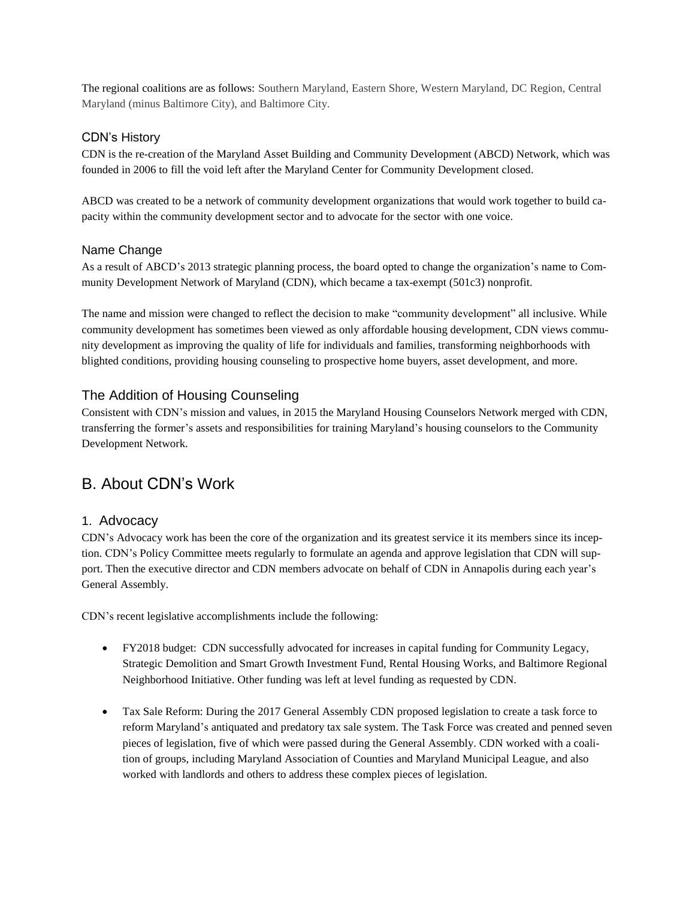The regional coalitions are as follows: Southern Maryland, Eastern Shore, Western Maryland, DC Region, Central Maryland (minus Baltimore City), and Baltimore City.

### CDN's History

CDN is the re-creation of the Maryland Asset Building and Community Development (ABCD) Network, which was founded in 2006 to fill the void left after the Maryland Center for Community Development closed.

ABCD was created to be a network of community development organizations that would work together to build capacity within the community development sector and to advocate for the sector with one voice.

### Name Change

As a result of ABCD's 2013 strategic planning process, the board opted to change the organization's name to Community Development Network of Maryland (CDN), which became a tax-exempt (501c3) nonprofit.

The name and mission were changed to reflect the decision to make "community development" all inclusive. While community development has sometimes been viewed as only affordable housing development, CDN views community development as improving the quality of life for individuals and families, transforming neighborhoods with blighted conditions, providing housing counseling to prospective home buyers, asset development, and more.

### The Addition of Housing Counseling

Consistent with CDN's mission and values, in 2015 the Maryland Housing Counselors Network merged with CDN, transferring the former's assets and responsibilities for training Maryland's housing counselors to the Community Development Network.

## B. About CDN's Work

### 1. Advocacy

CDN's Advocacy work has been the core of the organization and its greatest service it its members since its inception. CDN's Policy Committee meets regularly to formulate an agenda and approve legislation that CDN will support. Then the executive director and CDN members advocate on behalf of CDN in Annapolis during each year's General Assembly.

CDN's recent legislative accomplishments include the following:

- FY2018 budget: CDN successfully advocated for increases in capital funding for Community Legacy, Strategic Demolition and Smart Growth Investment Fund, Rental Housing Works, and Baltimore Regional Neighborhood Initiative. Other funding was left at level funding as requested by CDN.

- Tax Sale Reform: During the 2017 General Assembly CDN proposed legislation to create a task force to reform Maryland's antiquated and predatory tax sale system. The Task Force was created and penned seven pieces of legislation, five of which were passed during the General Assembly. CDN worked with a coalition of groups, including Maryland Association of Counties and Maryland Municipal League, and also worked with landlords and others to address these complex pieces of legislation.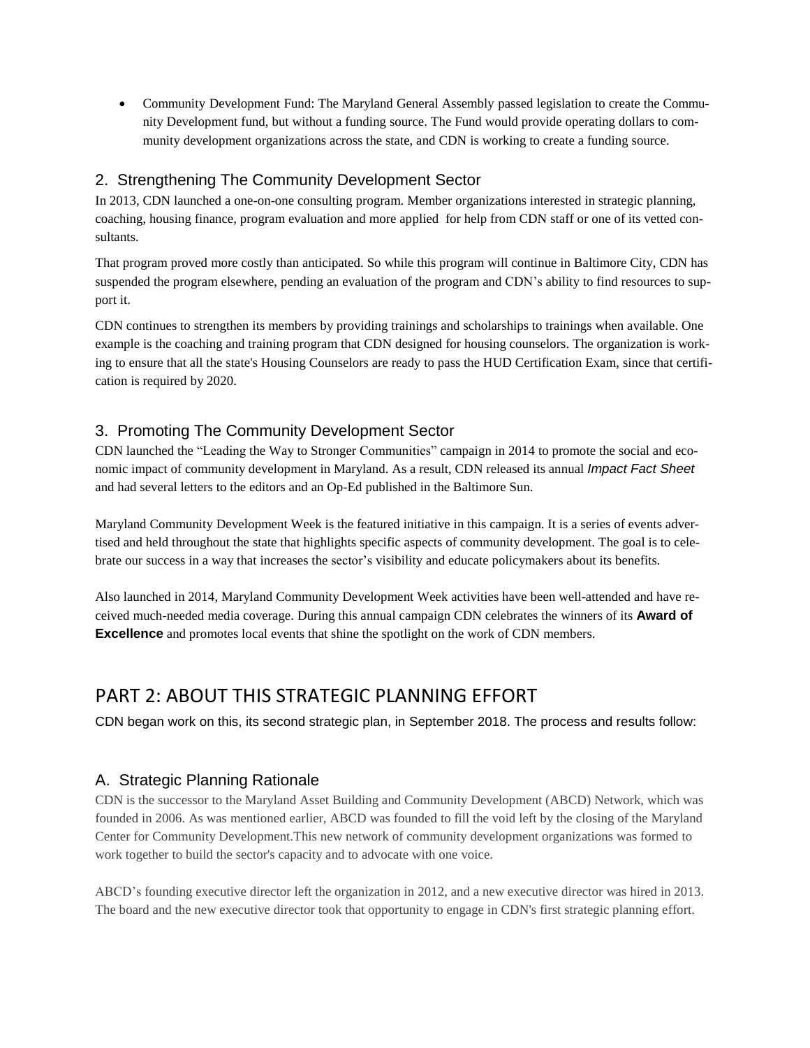- Community Development Fund: The Maryland General Assembly passed legislation to create the Community Development fund, but without a funding source. The Fund would provide operating dollars to community development organizations across the state, and CDN is working to create a funding source.

### 2. Strengthening The Community Development Sector

In 2013, CDN launched a one-on-one consulting program. Member organizations interested in strategic planning, coaching, housing finance, program evaluation and more applied for help from CDN staff or one of its vetted consultants.

That program proved more costly than anticipated. So while this program will continue in Baltimore City, CDN has suspended the program elsewhere, pending an evaluation of the program and CDN's ability to find resources to support it.

CDN continues to strengthen its members by providing trainings and scholarships to trainings when available. One example is the coaching and training program that CDN designed for housing counselors. The organization is working to ensure that all the state's Housing Counselors are ready to pass the HUD Certification Exam, since that certification is required by 2020.

### 3. Promoting The Community Development Sector

CDN launched the "Leading the Way to Stronger Communities" campaign in 2014 to promote the social and economic impact of community development in Maryland. As a result, CDN released its annual *Impact Fact Sheet* and had several letters to the editors and an Op-Ed published in the Baltimore Sun.

Maryland Community Development Week is the featured initiative in this campaign. It is a series of events advertised and held throughout the state that highlights specific aspects of community development. The goal is to celebrate our success in a way that increases the sector's visibility and educate policymakers about its benefits.

Also launched in 2014, Maryland Community Development Week activities have been well-attended and have received much-needed media coverage. During this annual campaign CDN celebrates the winners of its **Award of Excellence** and promotes local events that shine the spotlight on the work of CDN members.

## PART 2: ABOUT THIS STRATEGIC PLANNING EFFORT

CDN began work on this, its second strategic plan, in September 2018. The process and results follow:

### A. Strategic Planning Rationale

CDN is the successor to the Maryland Asset Building and Community Development (ABCD) Network, which was founded in 2006. As was mentioned earlier, ABCD was founded to fill the void left by the closing of the Maryland Center for Community Development.This new network of community development organizations was formed to work together to build the sector's capacity and to advocate with one voice.

ABCD's founding executive director left the organization in 2012, and a new executive director was hired in 2013. The board and the new executive director took that opportunity to engage in CDN's first strategic planning effort.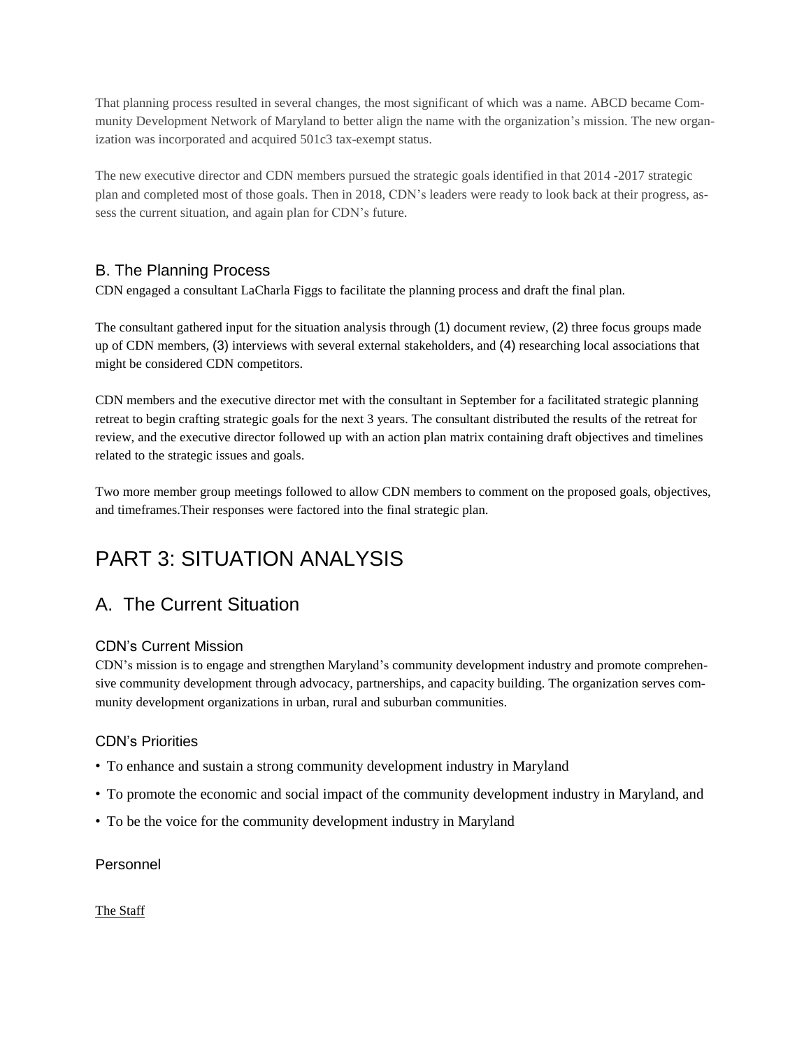That planning process resulted in several changes, the most significant of which was a name. ABCD became Community Development Network of Maryland to better align the name with the organization's mission. The new organization was incorporated and acquired 501c3 tax-exempt status.

The new executive director and CDN members pursued the strategic goals identified in that 2014 -2017 strategic plan and completed most of those goals. Then in 2018, CDN's leaders were ready to look back at their progress, assess the current situation, and again plan for CDN's future.

### B. The Planning Process

CDN engaged a consultant LaCharla Figgs to facilitate the planning process and draft the final plan.

The consultant gathered input for the situation analysis through (1) document review, (2) three focus groups made up of CDN members, (3) interviews with several external stakeholders, and (4) researching local associations that might be considered CDN competitors.

CDN members and the executive director met with the consultant in September for a facilitated strategic planning retreat to begin crafting strategic goals for the next 3 years. The consultant distributed the results of the retreat for review, and the executive director followed up with an action plan matrix containing draft objectives and timelines related to the strategic issues and goals.

Two more member group meetings followed to allow CDN members to comment on the proposed goals, objectives, and timeframes.Their responses were factored into the final strategic plan.

# PART 3: SITUATION ANALYSIS

## A. The Current Situation

### CDN's Current Mission

CDN's mission is to engage and strengthen Maryland's community development industry and promote comprehensive community development through advocacy, partnerships, and capacity building. The organization serves community development organizations in urban, rural and suburban communities.

### CDN's Priorities

- To enhance and sustain a strong community development industry in Maryland
- To promote the economic and social impact of the community development industry in Maryland, and
- To be the voice for the community development industry in Maryland

### Personnel

The Staff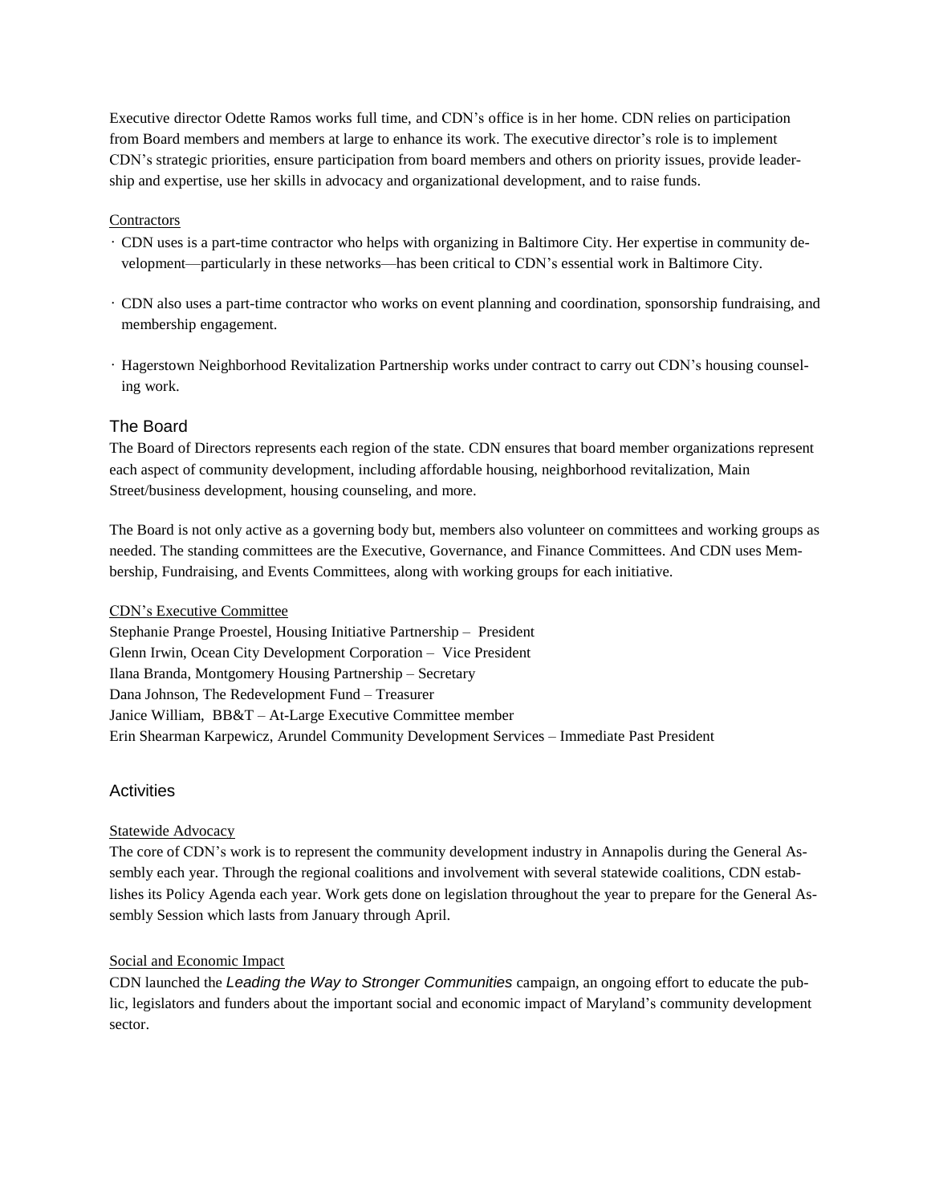Executive director Odette Ramos works full time, and CDN's office is in her home. CDN relies on participation from Board members and members at large to enhance its work. The executive director's role is to implement CDN's strategic priorities, ensure participation from board members and others on priority issues, provide leadership and expertise, use her skills in advocacy and organizational development, and to raise funds.

Contractors

- CDN uses is a part-time contractor who helps with organizing in Baltimore City. Her expertise in community development—particularly in these networks—has been critical to CDN's essential work in Baltimore City.
- CDN also uses a part-time contractor who works on event planning and coordination, sponsorship fundraising, and membership engagement.
- Hagerstown Neighborhood Revitalization Partnership works under contract to carry out CDN's housing counseling work.

## The Board

The Board of Directors represents each region of the state. CDN ensures that board member organizations represent each aspect of community development, including affordable housing, neighborhood revitalization, Main Street/business development, housing counseling, and more.

The Board is not only active as a governing body but, members also volunteer on committees and working groups as needed. The standing committees are the Executive, Governance, and Finance Committees. And CDN uses Membership, Fundraising, and Events Committees, along with working groups for each initiative.

CDN's Executive Committee

Stephanie Prange Proestel, Housing Initiative Partnership – President
Glenn Irwin, Ocean City Development Corporation – Vice President
Ilana Branda, Montgomery Housing Partnership – Secretary
Dana Johnson, The Redevelopment Fund – Treasurer
Janice William, BB&T – At-Large Executive Committee member
Erin Shearman Karpewicz, Arundel Community Development Services – Immediate Past President

## Activities

Statewide Advocacy

The core of CDN's work is to represent the community development industry in Annapolis during the General Assembly each year. Through the regional coalitions and involvement with several statewide coalitions, CDN establishes its Policy Agenda each year. Work gets done on legislation throughout the year to prepare for the General Assembly Session which lasts from January through April.

Social and Economic Impact

CDN launched the *Leading the Way to Stronger Communities* campaign, an ongoing effort to educate the public, legislators and funders about the important social and economic impact of Maryland's community development sector.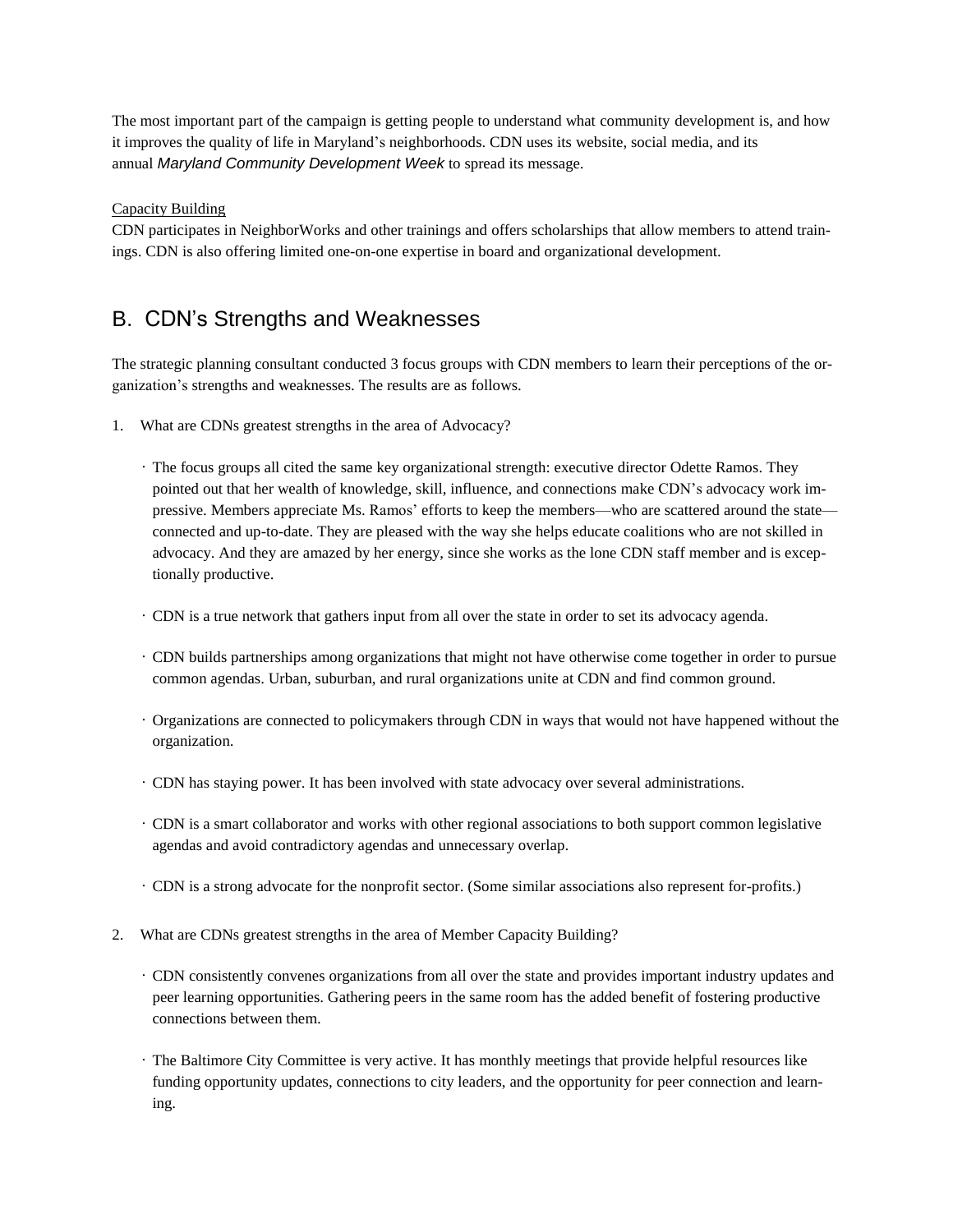The most important part of the campaign is getting people to understand what community development is, and how it improves the quality of life in Maryland's neighborhoods. CDN uses its website, social media, and its annual *Maryland Community Development Week* to spread its message.

Capacity Building

CDN participates in NeighborWorks and other trainings and offers scholarships that allow members to attend trainings. CDN is also offering limited one-on-one expertise in board and organizational development.

## B. CDN's Strengths and Weaknesses

The strategic planning consultant conducted 3 focus groups with CDN members to learn their perceptions of the organization's strengths and weaknesses. The results are as follows.

1. What are CDNs greatest strengths in the area of Advocacy?

   - The focus groups all cited the same key organizational strength: executive director Odette Ramos. They pointed out that her wealth of knowledge, skill, influence, and connections make CDN's advocacy work impressive. Members appreciate Ms. Ramos' efforts to keep the members—who are scattered around the state—connected and up-to-date. They are pleased with the way she helps educate coalitions who are not skilled in advocacy. And they are amazed by her energy, since she works as the lone CDN staff member and is exceptionally productive.

   - CDN is a true network that gathers input from all over the state in order to set its advocacy agenda.

   - CDN builds partnerships among organizations that might not have otherwise come together in order to pursue common agendas. Urban, suburban, and rural organizations unite at CDN and find common ground.

   - Organizations are connected to policymakers through CDN in ways that would not have happened without the organization.

   - CDN has staying power. It has been involved with state advocacy over several administrations.

   - CDN is a smart collaborator and works with other regional associations to both support common legislative agendas and avoid contradictory agendas and unnecessary overlap.

   - CDN is a strong advocate for the nonprofit sector. (Some similar associations also represent for-profits.)

2. What are CDNs greatest strengths in the area of Member Capacity Building?

   - CDN consistently convenes organizations from all over the state and provides important industry updates and peer learning opportunities. Gathering peers in the same room has the added benefit of fostering productive connections between them.

   - The Baltimore City Committee is very active. It has monthly meetings that provide helpful resources like funding opportunity updates, connections to city leaders, and the opportunity for peer connection and learning.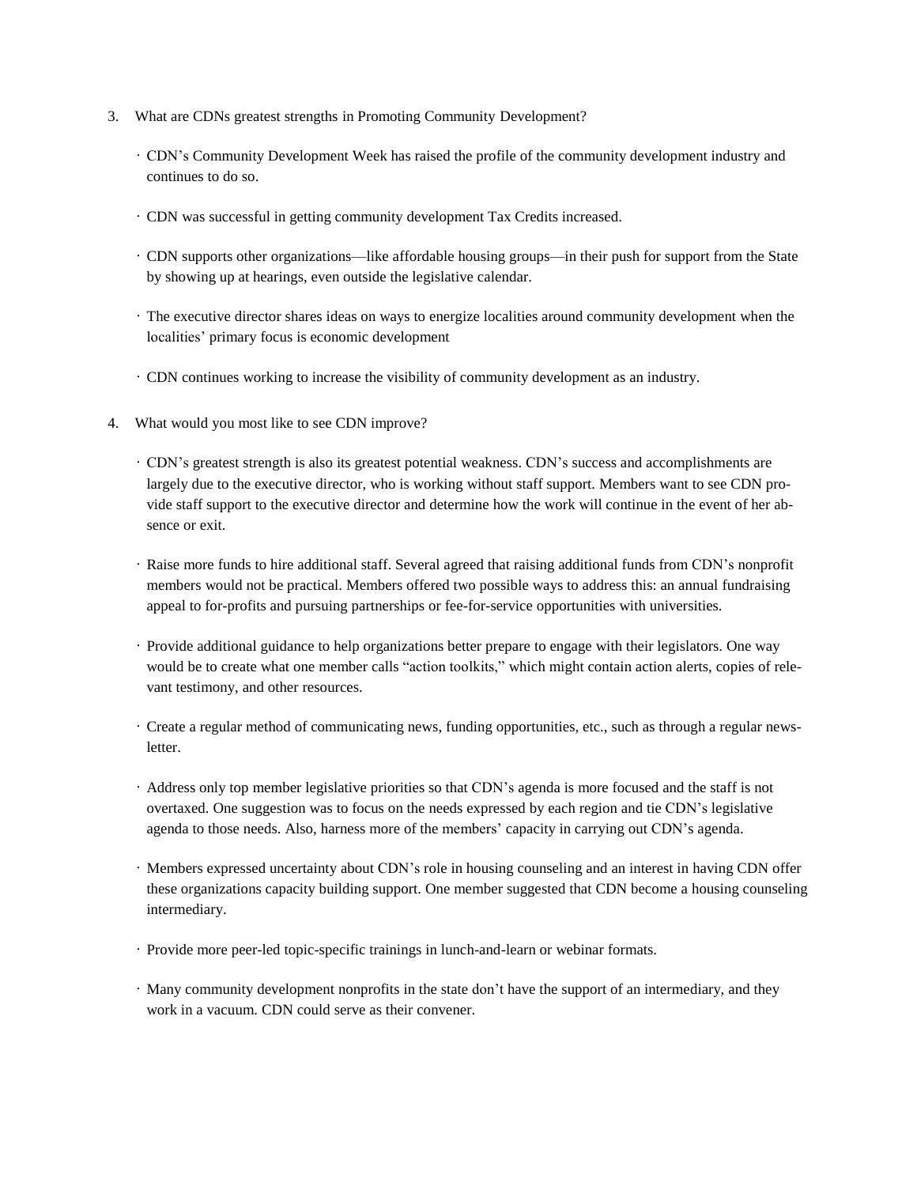3. What are CDNs greatest strengths in Promoting Community Development?

    - CDN's Community Development Week has raised the profile of the community development industry and continues to do so.

    - CDN was successful in getting community development Tax Credits increased.

    - CDN supports other organizations—like affordable housing groups—in their push for support from the State by showing up at hearings, even outside the legislative calendar.

    - The executive director shares ideas on ways to energize localities around community development when the localities' primary focus is economic development

    - CDN continues working to increase the visibility of community development as an industry.

4. What would you most like to see CDN improve?

    - CDN's greatest strength is also its greatest potential weakness. CDN's success and accomplishments are largely due to the executive director, who is working without staff support. Members want to see CDN provide staff support to the executive director and determine how the work will continue in the event of her absence or exit.

    - Raise more funds to hire additional staff. Several agreed that raising additional funds from CDN's nonprofit members would not be practical. Members offered two possible ways to address this: an annual fundraising appeal to for-profits and pursuing partnerships or fee-for-service opportunities with universities.

    - Provide additional guidance to help organizations better prepare to engage with their legislators. One way would be to create what one member calls "action toolkits," which might contain action alerts, copies of relevant testimony, and other resources.

    - Create a regular method of communicating news, funding opportunities, etc., such as through a regular newsletter.

    - Address only top member legislative priorities so that CDN's agenda is more focused and the staff is not overtaxed. One suggestion was to focus on the needs expressed by each region and tie CDN's legislative agenda to those needs. Also, harness more of the members' capacity in carrying out CDN's agenda.

    - Members expressed uncertainty about CDN's role in housing counseling and an interest in having CDN offer these organizations capacity building support. One member suggested that CDN become a housing counseling intermediary.

    - Provide more peer-led topic-specific trainings in lunch-and-learn or webinar formats.

    - Many community development nonprofits in the state don't have the support of an intermediary, and they work in a vacuum. CDN could serve as their convener.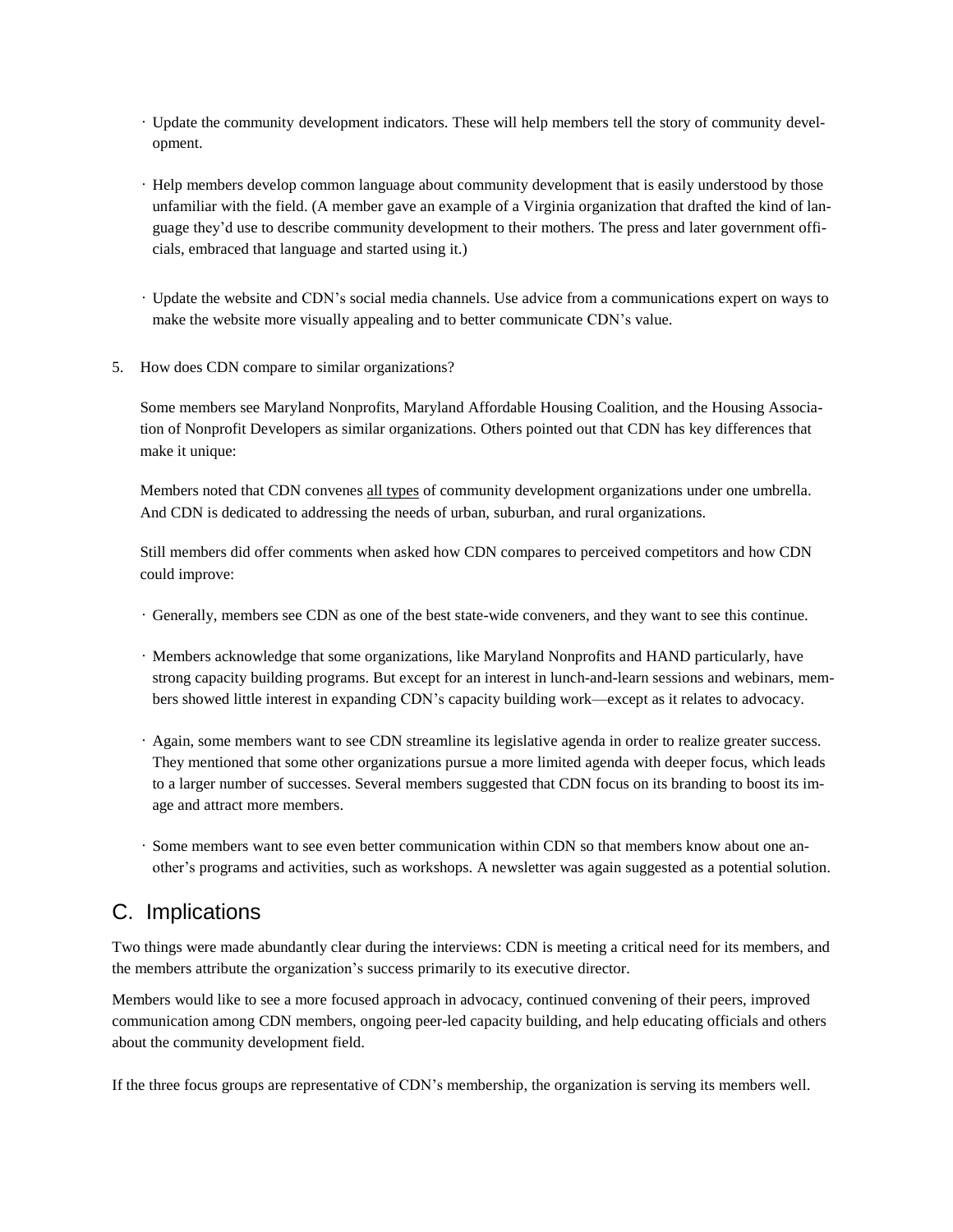- Update the community development indicators. These will help members tell the story of community development.

- Help members develop common language about community development that is easily understood by those unfamiliar with the field. (A member gave an example of a Virginia organization that drafted the kind of language they'd use to describe community development to their mothers. The press and later government officials, embraced that language and started using it.)

- Update the website and CDN's social media channels. Use advice from a communications expert on ways to make the website more visually appealing and to better communicate CDN's value.

5. How does CDN compare to similar organizations?

   Some members see Maryland Nonprofits, Maryland Affordable Housing Coalition, and the Housing Association of Nonprofit Developers as similar organizations. Others pointed out that CDN has key differences that make it unique:

   Members noted that CDN convenes <u>all types</u> of community development organizations under one umbrella. And CDN is dedicated to addressing the needs of urban, suburban, and rural organizations.

   Still members did offer comments when asked how CDN compares to perceived competitors and how CDN could improve:

   - Generally, members see CDN as one of the best state-wide conveners, and they want to see this continue.

   - Members acknowledge that some organizations, like Maryland Nonprofits and HAND particularly, have strong capacity building programs. But except for an interest in lunch-and-learn sessions and webinars, members showed little interest in expanding CDN's capacity building work—except as it relates to advocacy.

   - Again, some members want to see CDN streamline its legislative agenda in order to realize greater success. They mentioned that some other organizations pursue a more limited agenda with deeper focus, which leads to a larger number of successes. Several members suggested that CDN focus on its branding to boost its image and attract more members.

   - Some members want to see even better communication within CDN so that members know about one another's programs and activities, such as workshops. A newsletter was again suggested as a potential solution.

## C. Implications

Two things were made abundantly clear during the interviews: CDN is meeting a critical need for its members, and the members attribute the organization's success primarily to its executive director.

Members would like to see a more focused approach in advocacy, continued convening of their peers, improved communication among CDN members, ongoing peer-led capacity building, and help educating officials and others about the community development field.

If the three focus groups are representative of CDN's membership, the organization is serving its members well.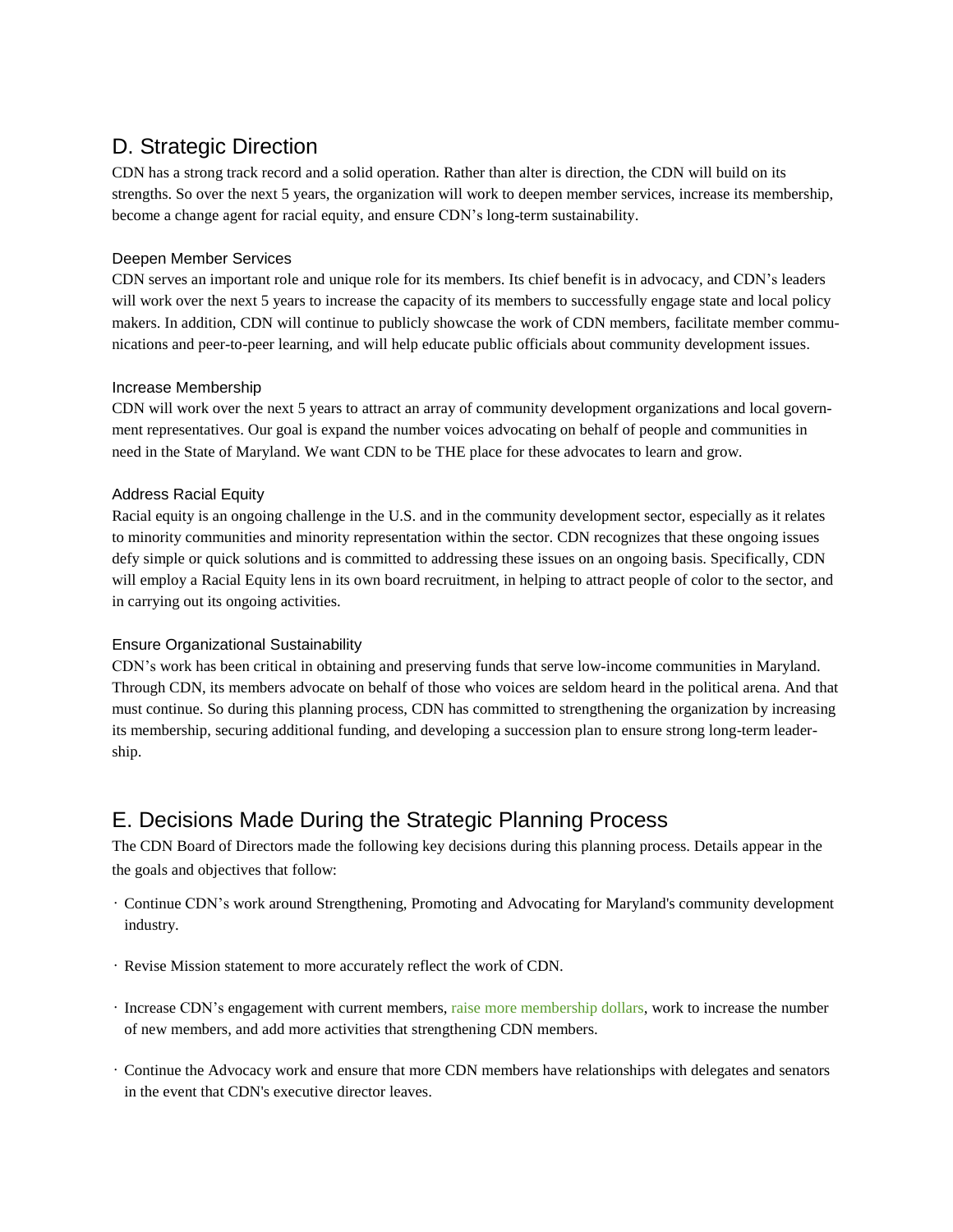## D. Strategic Direction

CDN has a strong track record and a solid operation. Rather than alter is direction, the CDN will build on its strengths. So over the next 5 years, the organization will work to deepen member services, increase its membership, become a change agent for racial equity, and ensure CDN's long-term sustainability.

### Deepen Member Services

CDN serves an important role and unique role for its members. Its chief benefit is in advocacy, and CDN's leaders will work over the next 5 years to increase the capacity of its members to successfully engage state and local policy makers. In addition, CDN will continue to publicly showcase the work of CDN members, facilitate member communications and peer-to-peer learning, and will help educate public officials about community development issues.

### Increase Membership

CDN will work over the next 5 years to attract an array of community development organizations and local government representatives. Our goal is expand the number voices advocating on behalf of people and communities in need in the State of Maryland. We want CDN to be THE place for these advocates to learn and grow.

### Address Racial Equity

Racial equity is an ongoing challenge in the U.S. and in the community development sector, especially as it relates to minority communities and minority representation within the sector. CDN recognizes that these ongoing issues defy simple or quick solutions and is committed to addressing these issues on an ongoing basis. Specifically, CDN will employ a Racial Equity lens in its own board recruitment, in helping to attract people of color to the sector, and in carrying out its ongoing activities.

### Ensure Organizational Sustainability

CDN's work has been critical in obtaining and preserving funds that serve low-income communities in Maryland. Through CDN, its members advocate on behalf of those who voices are seldom heard in the political arena. And that must continue. So during this planning process, CDN has committed to strengthening the organization by increasing its membership, securing additional funding, and developing a succession plan to ensure strong long-term leadership.

## E. Decisions Made During the Strategic Planning Process

The CDN Board of Directors made the following key decisions during this planning process. Details appear in the the goals and objectives that follow:

- Continue CDN's work around Strengthening, Promoting and Advocating for Maryland's community development industry.
- Revise Mission statement to more accurately reflect the work of CDN.
- Increase CDN's engagement with current members, raise more membership dollars, work to increase the number of new members, and add more activities that strengthening CDN members.
- Continue the Advocacy work and ensure that more CDN members have relationships with delegates and senators in the event that CDN's executive director leaves.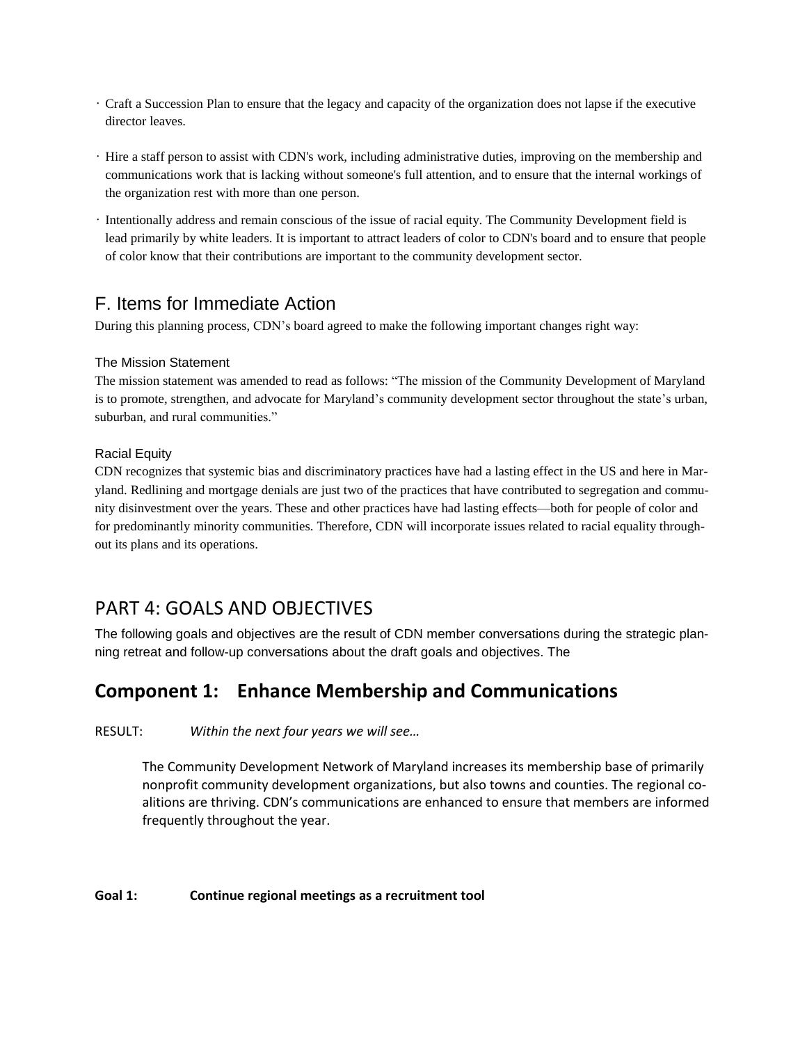- Craft a Succession Plan to ensure that the legacy and capacity of the organization does not lapse if the executive director leaves.
- Hire a staff person to assist with CDN's work, including administrative duties, improving on the membership and communications work that is lacking without someone's full attention, and to ensure that the internal workings of the organization rest with more than one person.
- Intentionally address and remain conscious of the issue of racial equity. The Community Development field is lead primarily by white leaders. It is important to attract leaders of color to CDN's board and to ensure that people of color know that their contributions are important to the community development sector.

## F. Items for Immediate Action

During this planning process, CDN's board agreed to make the following important changes right way:

### The Mission Statement

The mission statement was amended to read as follows: "The mission of the Community Development of Maryland is to promote, strengthen, and advocate for Maryland's community development sector throughout the state's urban, suburban, and rural communities."

### Racial Equity

CDN recognizes that systemic bias and discriminatory practices have had a lasting effect in the US and here in Maryland. Redlining and mortgage denials are just two of the practices that have contributed to segregation and community disinvestment over the years. These and other practices have had lasting effects—both for people of color and for predominantly minority communities. Therefore, CDN will incorporate issues related to racial equality throughout its plans and its operations.

# PART 4: GOALS AND OBJECTIVES

The following goals and objectives are the result of CDN member conversations during the strategic planning retreat and follow-up conversations about the draft goals and objectives. The

## Component 1: Enhance Membership and Communications

RESULT: *Within the next four years we will see…*

The Community Development Network of Maryland increases its membership base of primarily nonprofit community development organizations, but also towns and counties. The regional coalitions are thriving. CDN's communications are enhanced to ensure that members are informed frequently throughout the year.

**Goal 1: Continue regional meetings as a recruitment tool**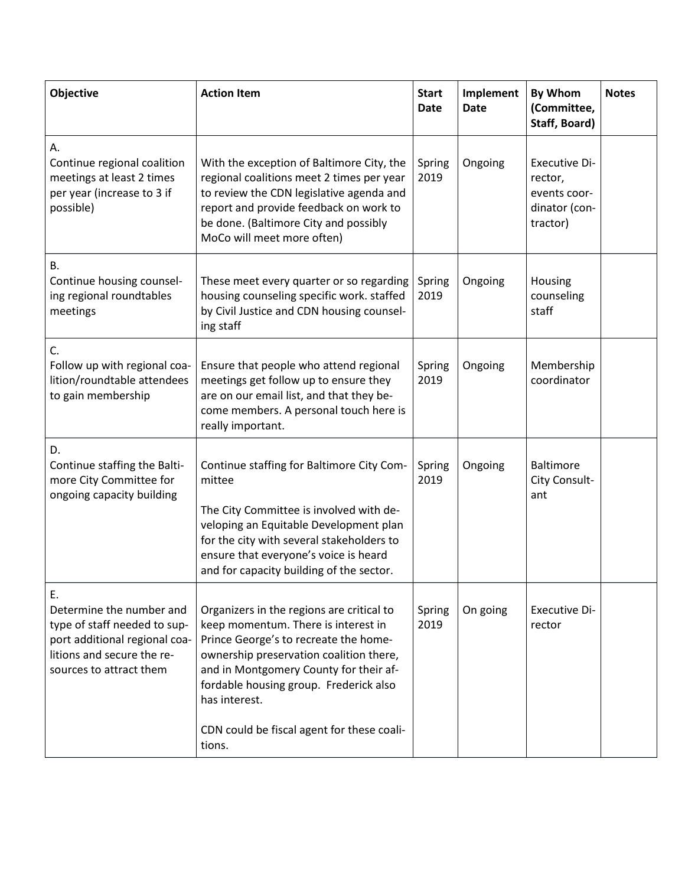| Objective | Action Item | Start Date | Implement Date | By Whom (Committee, Staff, Board) | Notes |
|---|---|---|---|---|---|
| A. Continue regional coalition meetings at least 2 times per year (increase to 3 if possible) | With the exception of Baltimore City, the regional coalitions meet 2 times per year to review the CDN legislative agenda and report and provide feedback on work to be done. (Baltimore City and possibly MoCo will meet more often) | Spring 2019 | Ongoing | Executive Director, events coordinator (contractor) | |
| B. Continue housing counseling regional roundtables meetings | These meet every quarter or so regarding housing counseling specific work. staffed by Civil Justice and CDN housing counseling staff | Spring 2019 | Ongoing | Housing counseling staff | |
| C. Follow up with regional coalition/roundtable attendees to gain membership | Ensure that people who attend regional meetings get follow up to ensure they are on our email list, and that they become members. A personal touch here is really important. | Spring 2019 | Ongoing | Membership coordinator | |
| D. Continue staffing the Baltimore City Committee for ongoing capacity building | Continue staffing for Baltimore City Committee<br><br>The City Committee is involved with developing an Equitable Development plan for the city with several stakeholders to ensure that everyone's voice is heard and for capacity building of the sector. | Spring 2019 | Ongoing | Baltimore City Consultant | |
| E. Determine the number and type of staff needed to support additional regional coalitions and secure the resources to attract them | Organizers in the regions are critical to keep momentum. There is interest in Prince George's to recreate the homeownership preservation coalition there, and in Montgomery County for their affordable housing group. Frederick also has interest.<br><br>CDN could be fiscal agent for these coalitions. | Spring 2019 | On going | Executive Director | |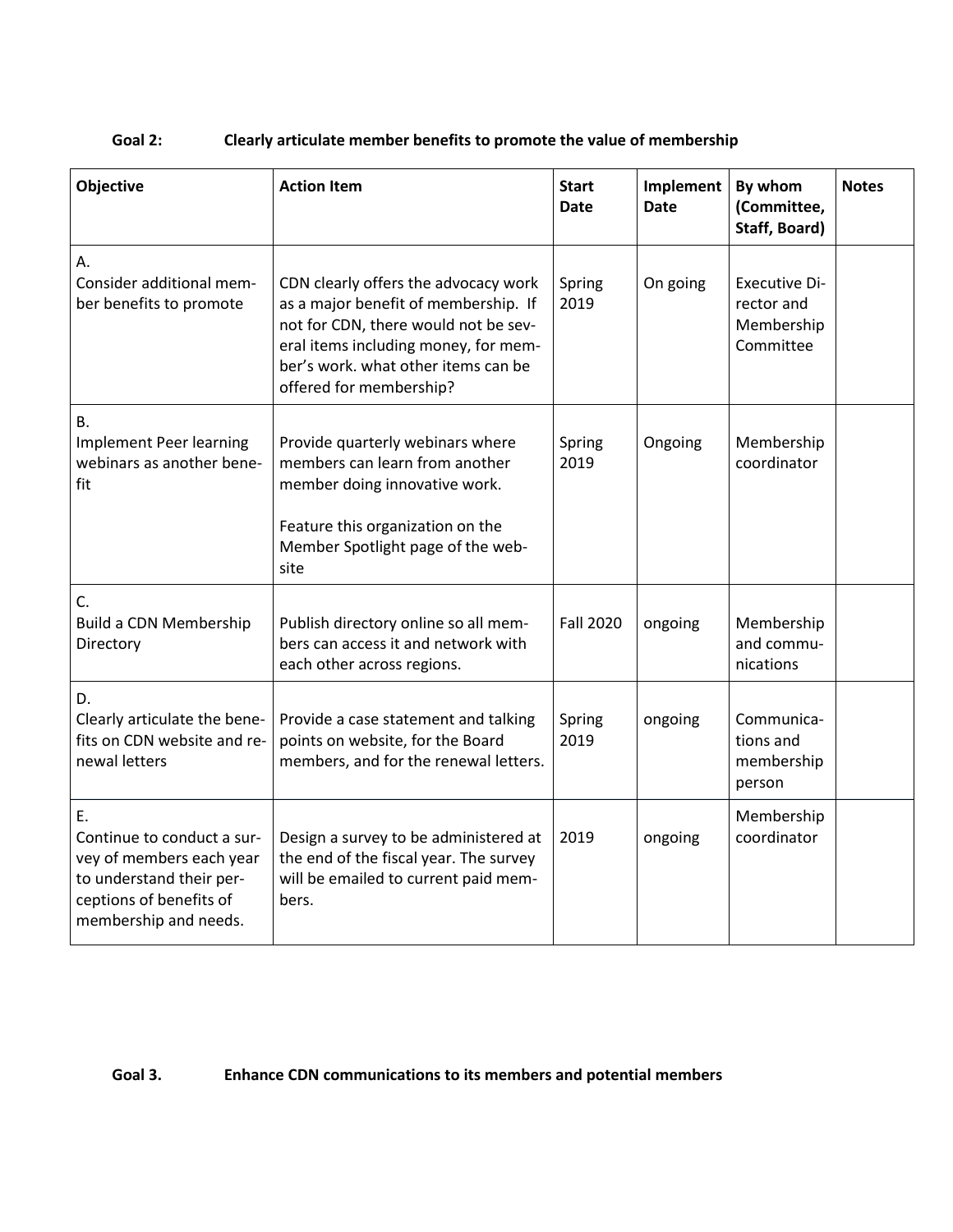**Goal 2: Clearly articulate member benefits to promote the value of membership**

| Objective | Action Item | Start Date | Implement Date | By whom (Committee, Staff, Board) | Notes |
|---|---|---|---|---|---|
| A. Consider additional member benefits to promote | CDN clearly offers the advocacy work as a major benefit of membership. If not for CDN, there would not be several items including money, for member's work. what other items can be offered for membership? | Spring 2019 | On going | Executive Director and Membership Committee | |
| B. Implement Peer learning webinars as another benefit | Provide quarterly webinars where members can learn from another member doing innovative work.<br><br>Feature this organization on the Member Spotlight page of the website | Spring 2019 | Ongoing | Membership coordinator | |
| C. Build a CDN Membership Directory | Publish directory online so all members can access it and network with each other across regions. | Fall 2020 | ongoing | Membership and communications | |
| D. Clearly articulate the benefits on CDN website and renewal letters | Provide a case statement and talking points on website, for the Board members, and for the renewal letters. | Spring 2019 | ongoing | Communications and membership person | |
| E. Continue to conduct a survey of members each year to understand their perceptions of benefits of membership and needs. | Design a survey to be administered at the end of the fiscal year. The survey will be emailed to current paid members. | 2019 | ongoing | Membership coordinator | |

**Goal 3. Enhance CDN communications to its members and potential members**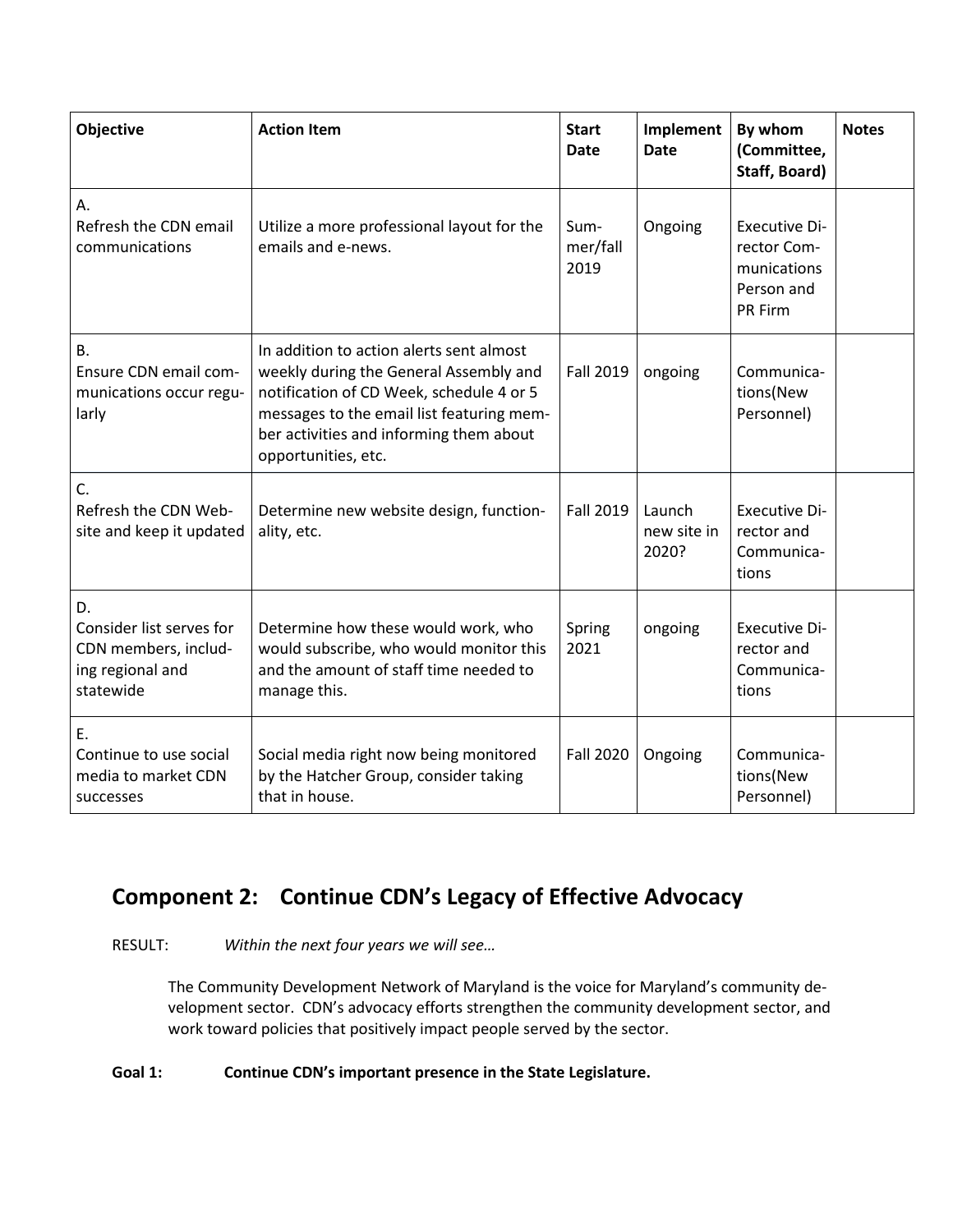| Objective | Action Item | Start Date | Implement Date | By whom (Committee, Staff, Board) | Notes |
|---|---|---|---|---|---|
| A. Refresh the CDN email communications | Utilize a more professional layout for the emails and e-news. | Summer/fall 2019 | Ongoing | Executive Director Communications Person and PR Firm | |
| B. Ensure CDN email communications occur regularly | In addition to action alerts sent almost weekly during the General Assembly and notification of CD Week, schedule 4 or 5 messages to the email list featuring member activities and informing them about opportunities, etc. | Fall 2019 | ongoing | Communications(New Personnel) | |
| C. Refresh the CDN Website and keep it updated | Determine new website design, functionality, etc. | Fall 2019 | Launch new site in 2020? | Executive Director and Communications | |
| D. Consider list serves for CDN members, including regional and statewide | Determine how these would work, who would subscribe, who would monitor this and the amount of staff time needed to manage this. | Spring 2021 | ongoing | Executive Director and Communications | |
| E. Continue to use social media to market CDN successes | Social media right now being monitored by the Hatcher Group, consider taking that in house. | Fall 2020 | Ongoing | Communications(New Personnel) | |

## Component 2: Continue CDN's Legacy of Effective Advocacy

RESULT: *Within the next four years we will see…*

The Community Development Network of Maryland is the voice for Maryland's community development sector. CDN's advocacy efforts strengthen the community development sector, and work toward policies that positively impact people served by the sector.

**Goal 1: Continue CDN's important presence in the State Legislature.**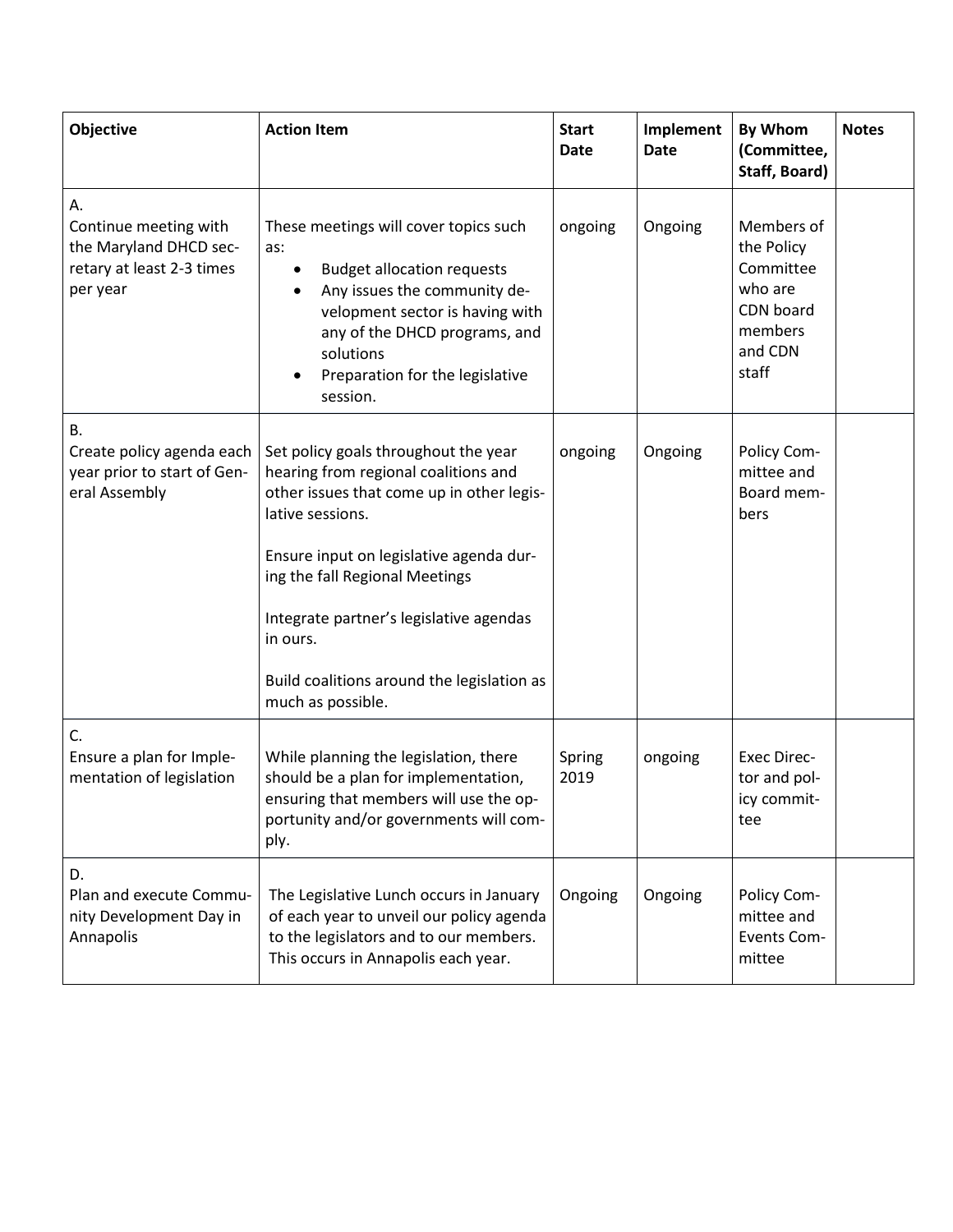| Objective | Action Item | Start Date | Implement Date | By Whom (Committee, Staff, Board) | Notes |
|---|---|---|---|---|---|
| A.<br>Continue meeting with the Maryland DHCD secretary at least 2-3 times per year | These meetings will cover topics such as:<br>• Budget allocation requests<br>• Any issues the community development sector is having with any of the DHCD programs, and solutions<br>• Preparation for the legislative session. | ongoing | Ongoing | Members of the Policy Committee who are CDN board members and CDN staff | |
| B.<br>Create policy agenda each year prior to start of General Assembly | Set policy goals throughout the year hearing from regional coalitions and other issues that come up in other legislative sessions.<br><br>Ensure input on legislative agenda during the fall Regional Meetings<br><br>Integrate partner's legislative agendas in ours.<br><br>Build coalitions around the legislation as much as possible. | ongoing | Ongoing | Policy Committee and Board members | |
| C.<br>Ensure a plan for Implementation of legislation | While planning the legislation, there should be a plan for implementation, ensuring that members will use the opportunity and/or governments will comply. | Spring 2019 | ongoing | Exec Director and policy committee | |
| D.<br>Plan and execute Community Development Day in Annapolis | The Legislative Lunch occurs in January of each year to unveil our policy agenda to the legislators and to our members. This occurs in Annapolis each year. | Ongoing | Ongoing | Policy Committee and Events Committee | |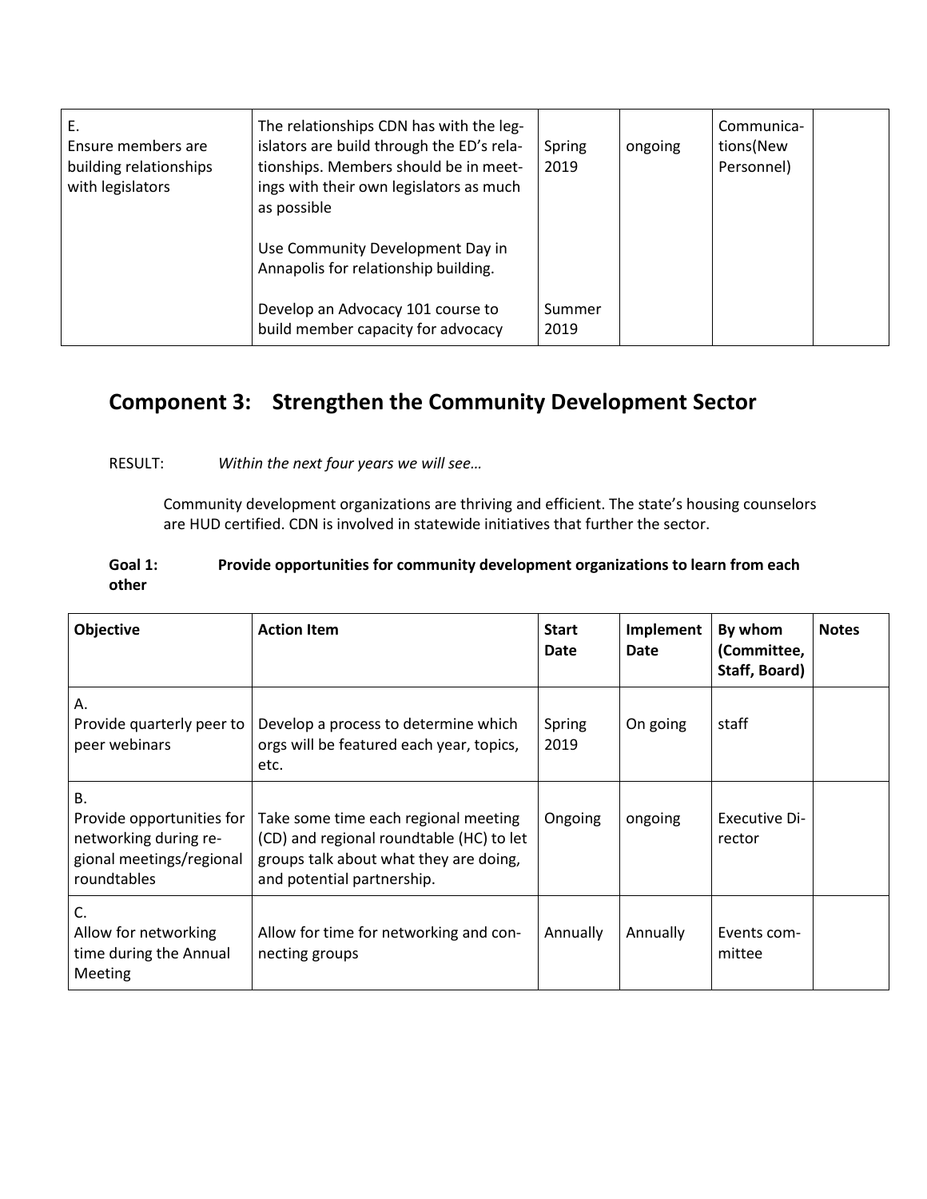| E. Ensure members are building relationships with legislators | The relationships CDN has with the legislators are build through the ED's relationships. Members should be in meetings with their own legislators as much as possible<br><br>Use Community Development Day in Annapolis for relationship building.<br><br>Develop an Advocacy 101 course to build member capacity for advocacy | Spring 2019<br><br><br><br><br><br>Summer 2019 | ongoing | Communications(New Personnel) | |
|---|---|---|---|---|---|

## Component 3: Strengthen the Community Development Sector

RESULT: *Within the next four years we will see…*

Community development organizations are thriving and efficient. The state's housing counselors are HUD certified. CDN is involved in statewide initiatives that further the sector.

**Goal 1: Provide opportunities for community development organizations to learn from each other**

| Objective | Action Item | Start Date | Implement Date | By whom (Committee, Staff, Board) | Notes |
|---|---|---|---|---|---|
| A. Provide quarterly peer to peer webinars | Develop a process to determine which orgs will be featured each year, topics, etc. | Spring 2019 | On going | staff | |
| B. Provide opportunities for networking during regional meetings/regional roundtables | Take some time each regional meeting (CD) and regional roundtable (HC) to let groups talk about what they are doing, and potential partnership. | Ongoing | ongoing | Executive Director | |
| C. Allow for networking time during the Annual Meeting | Allow for time for networking and connecting groups | Annually | Annually | Events committee | |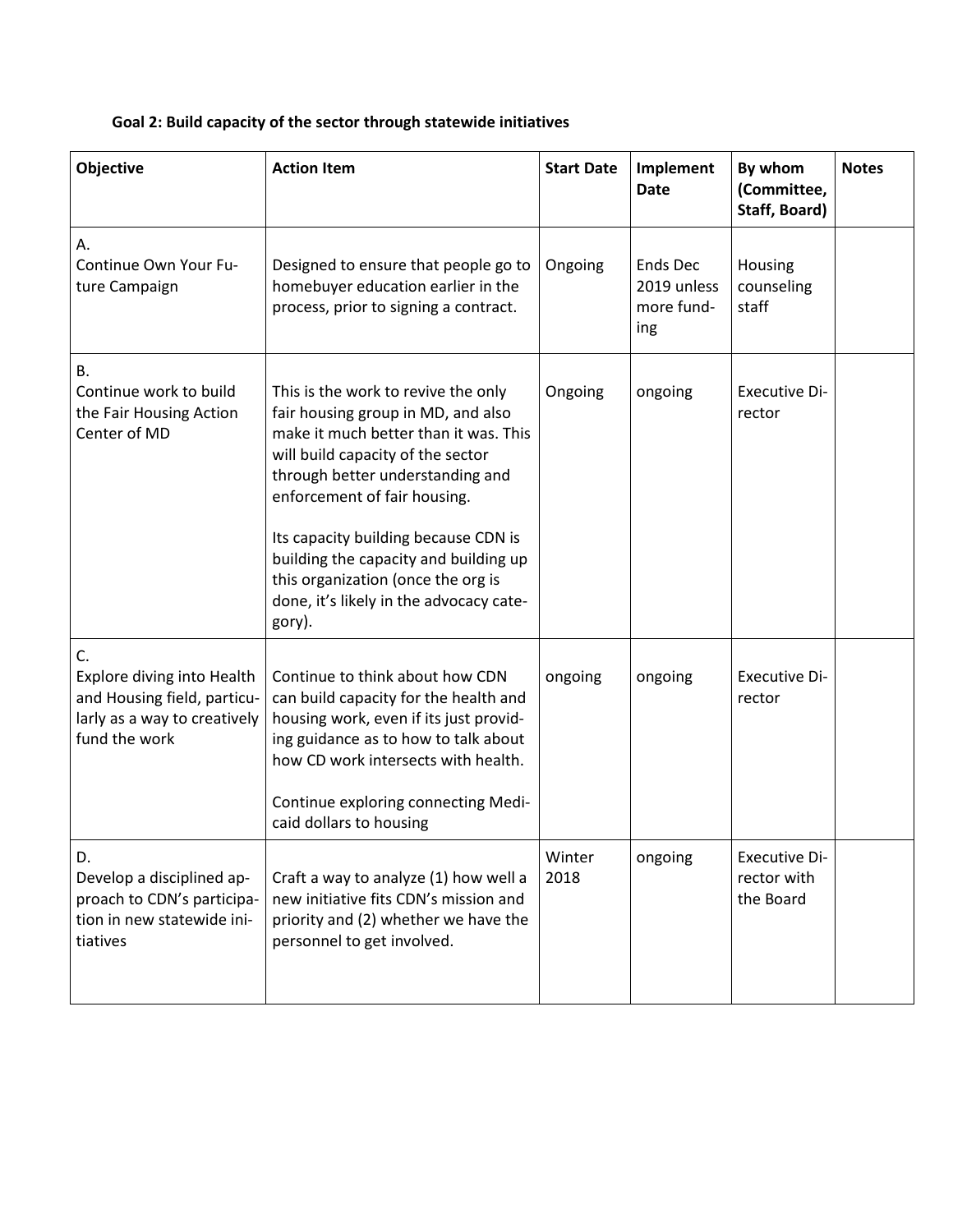**Goal 2: Build capacity of the sector through statewide initiatives**

| Objective | Action Item | Start Date | Implement Date | By whom (Committee, Staff, Board) | Notes |
|---|---|---|---|---|---|
| A. Continue Own Your Future Campaign | Designed to ensure that people go to homebuyer education earlier in the process, prior to signing a contract. | Ongoing | Ends Dec 2019 unless more funding | Housing counseling staff | |
| B. Continue work to build the Fair Housing Action Center of MD | This is the work to revive the only fair housing group in MD, and also make it much better than it was. This will build capacity of the sector through better understanding and enforcement of fair housing.<br><br>Its capacity building because CDN is building the capacity and building up this organization (once the org is done, it's likely in the advocacy category). | Ongoing | ongoing | Executive Director | |
| C. Explore diving into Health and Housing field, particularly as a way to creatively fund the work | Continue to think about how CDN can build capacity for the health and housing work, even if its just providing guidance as to how to talk about how CD work intersects with health.<br><br>Continue exploring connecting Medicaid dollars to housing | ongoing | ongoing | Executive Director | |
| D. Develop a disciplined approach to CDN's participation in new statewide initiatives | Craft a way to analyze (1) how well a new initiative fits CDN's mission and priority and (2) whether we have the personnel to get involved. | Winter 2018 | ongoing | Executive Director with the Board | |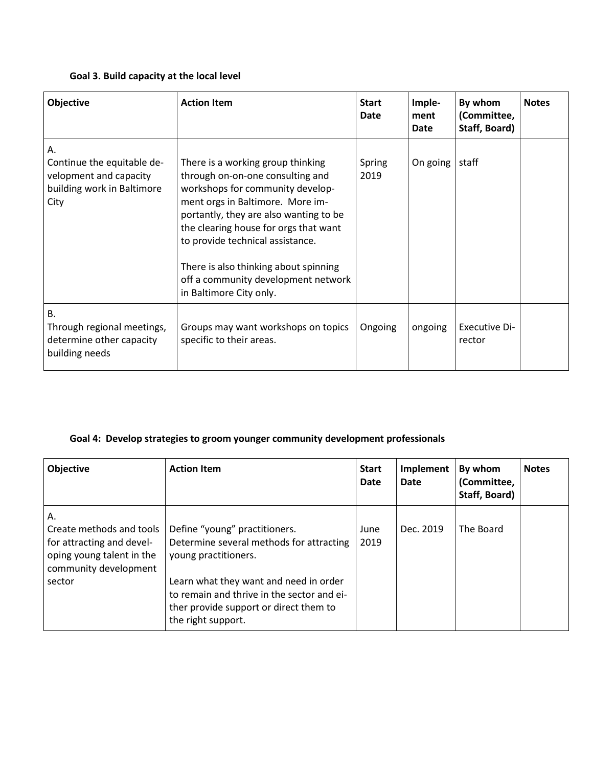**Goal 3. Build capacity at the local level**

| Objective | Action Item | Start Date | Imple-ment Date | By whom (Committee, Staff, Board) | Notes |
|---|---|---|---|---|---|
| A. Continue the equitable development and capacity building work in Baltimore City | There is a working group thinking through on-on-one consulting and workshops for community development orgs in Baltimore. More importantly, they are also wanting to be the clearing house for orgs that want to provide technical assistance.<br><br>There is also thinking about spinning off a community development network in Baltimore City only. | Spring 2019 | On going | staff | |
| B. Through regional meetings, determine other capacity building needs | Groups may want workshops on topics specific to their areas. | Ongoing | ongoing | Executive Director | |

**Goal 4: Develop strategies to groom younger community development professionals**

| Objective | Action Item | Start Date | Implement Date | By whom (Committee, Staff, Board) | Notes |
|---|---|---|---|---|---|
| A. Create methods and tools for attracting and developing young talent in the community development sector | Define "young" practitioners. Determine several methods for attracting young practitioners.<br><br>Learn what they want and need in order to remain and thrive in the sector and either provide support or direct them to the right support. | June 2019 | Dec. 2019 | The Board | |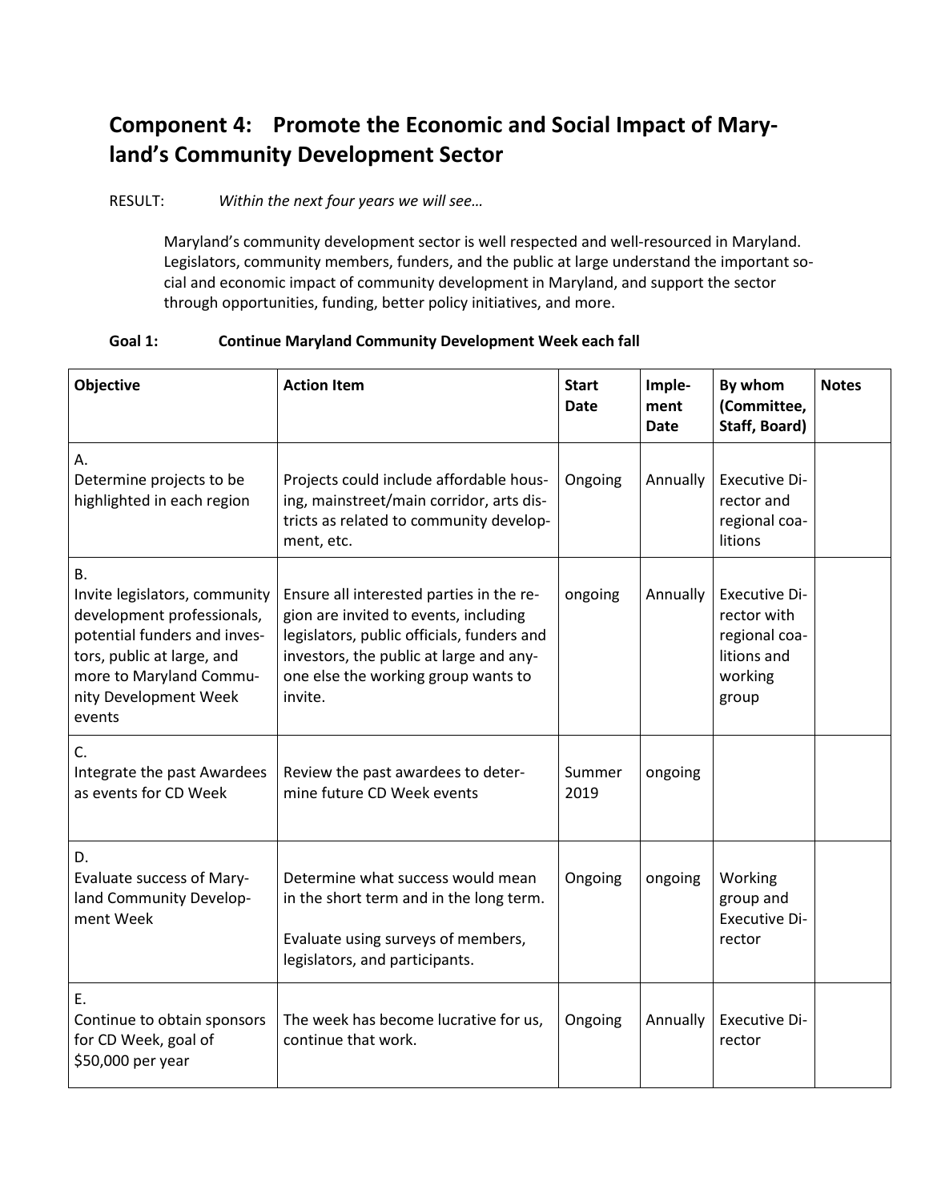## Component 4: Promote the Economic and Social Impact of Maryland's Community Development Sector

RESULT: *Within the next four years we will see…*

Maryland's community development sector is well respected and well-resourced in Maryland. Legislators, community members, funders, and the public at large understand the important social and economic impact of community development in Maryland, and support the sector through opportunities, funding, better policy initiatives, and more.

**Goal 1: Continue Maryland Community Development Week each fall**

| Objective | Action Item | Start Date | Implement Date | By whom (Committee, Staff, Board) | Notes |
|---|---|---|---|---|---|
| A. Determine projects to be highlighted in each region | Projects could include affordable housing, mainstreet/main corridor, arts districts as related to community development, etc. | Ongoing | Annually | Executive Director and regional coalitions | |
| B. Invite legislators, community development professionals, potential funders and investors, public at large, and more to Maryland Community Development Week events | Ensure all interested parties in the region are invited to events, including legislators, public officials, funders and investors, the public at large and anyone else the working group wants to invite. | ongoing | Annually | Executive Director with regional coalitions and working group | |
| C. Integrate the past Awardees as events for CD Week | Review the past awardees to determine future CD Week events | Summer 2019 | ongoing | | |
| D. Evaluate success of Maryland Community Development Week | Determine what success would mean in the short term and in the long term.<br><br>Evaluate using surveys of members, legislators, and participants. | Ongoing | ongoing | Working group and Executive Director | |
| E. Continue to obtain sponsors for CD Week, goal of $50,000 per year | The week has become lucrative for us, continue that work. | Ongoing | Annually | Executive Director | |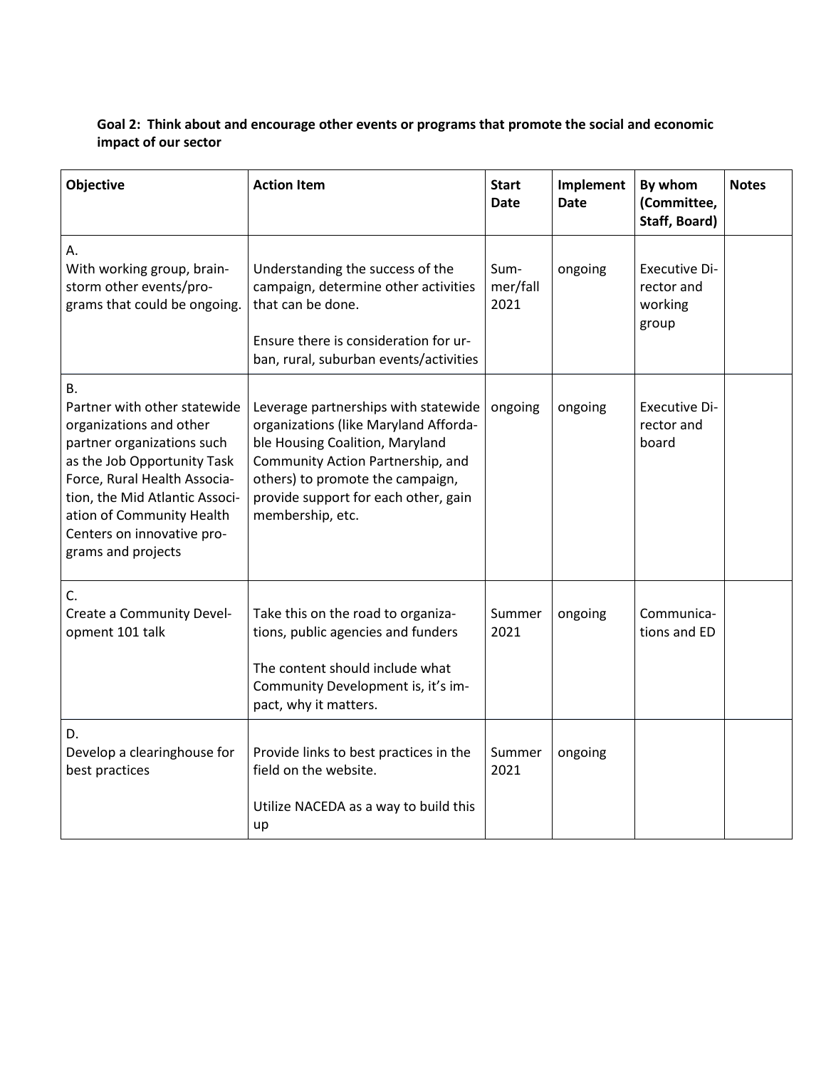**Goal 2: Think about and encourage other events or programs that promote the social and economic impact of our sector**

| Objective | Action Item | Start Date | Implement Date | By whom (Committee, Staff, Board) | Notes |
|---|---|---|---|---|---|
| A.<br>With working group, brainstorm other events/programs that could be ongoing. | Understanding the success of the campaign, determine other activities that can be done.<br><br>Ensure there is consideration for urban, rural, suburban events/activities | Summer/fall 2021 | ongoing | Executive Director and working group | |
| B.<br>Partner with other statewide organizations and other partner organizations such as the Job Opportunity Task Force, Rural Health Association, the Mid Atlantic Association of Community Health Centers on innovative programs and projects | Leverage partnerships with statewide organizations (like Maryland Affordable Housing Coalition, Maryland Community Action Partnership, and others) to promote the campaign, provide support for each other, gain membership, etc. | ongoing | ongoing | Executive Director and board | |
| C.<br>Create a Community Development 101 talk | Take this on the road to organizations, public agencies and funders<br><br>The content should include what Community Development is, it's impact, why it matters. | Summer 2021 | ongoing | Communications and ED | |
| D.<br>Develop a clearinghouse for best practices | Provide links to best practices in the field on the website.<br><br>Utilize NACEDA as a way to build this up | Summer 2021 | ongoing | | |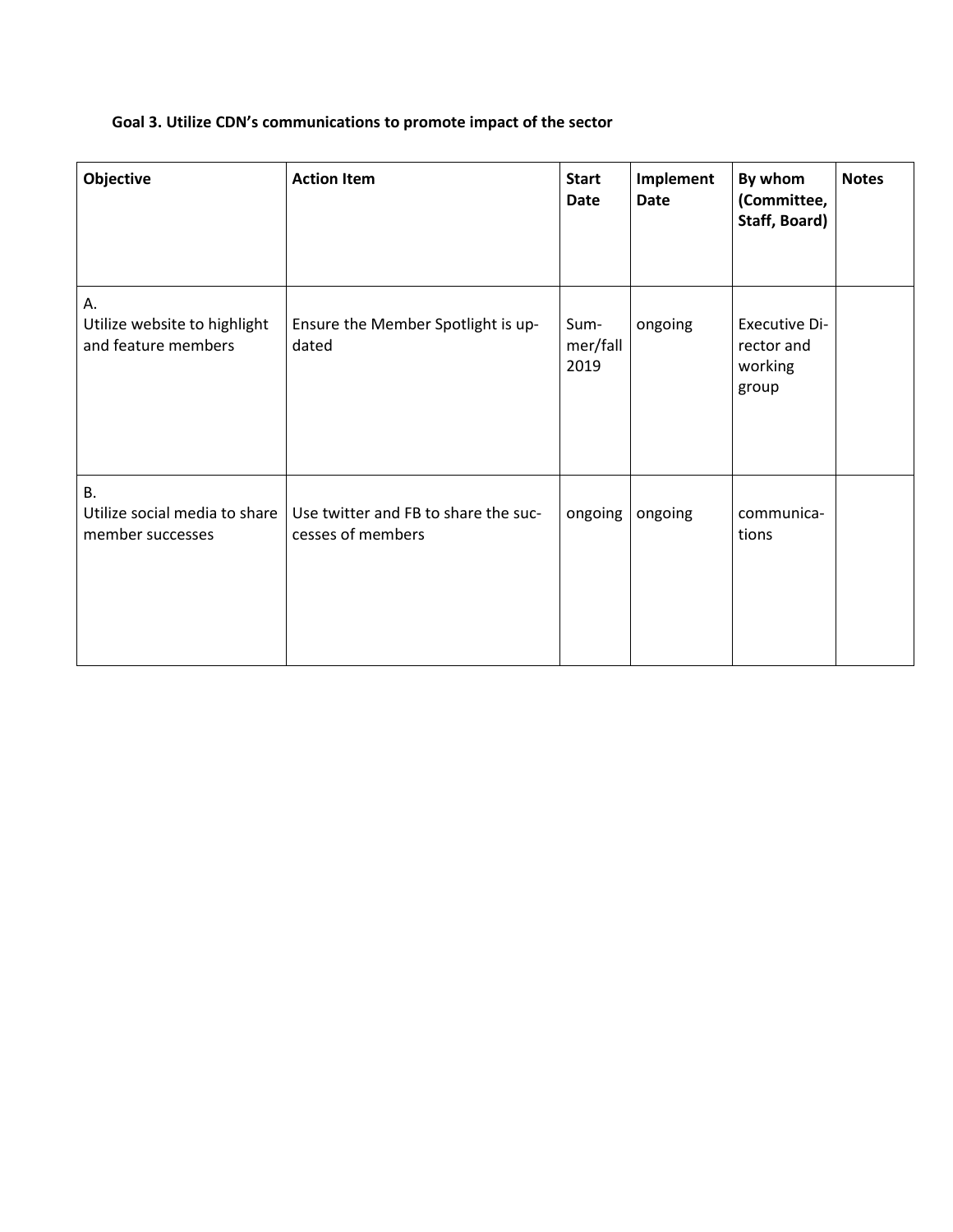**Goal 3. Utilize CDN's communications to promote impact of the sector**

| Objective | Action Item | Start Date | Implement Date | By whom (Committee, Staff, Board) | Notes |
|---|---|---|---|---|---|
| A. Utilize website to highlight and feature members | Ensure the Member Spotlight is updated | Summer/fall 2019 | ongoing | Executive Director and working group | |
| B. Utilize social media to share member successes | Use twitter and FB to share the successes of members | ongoing | ongoing | communications | |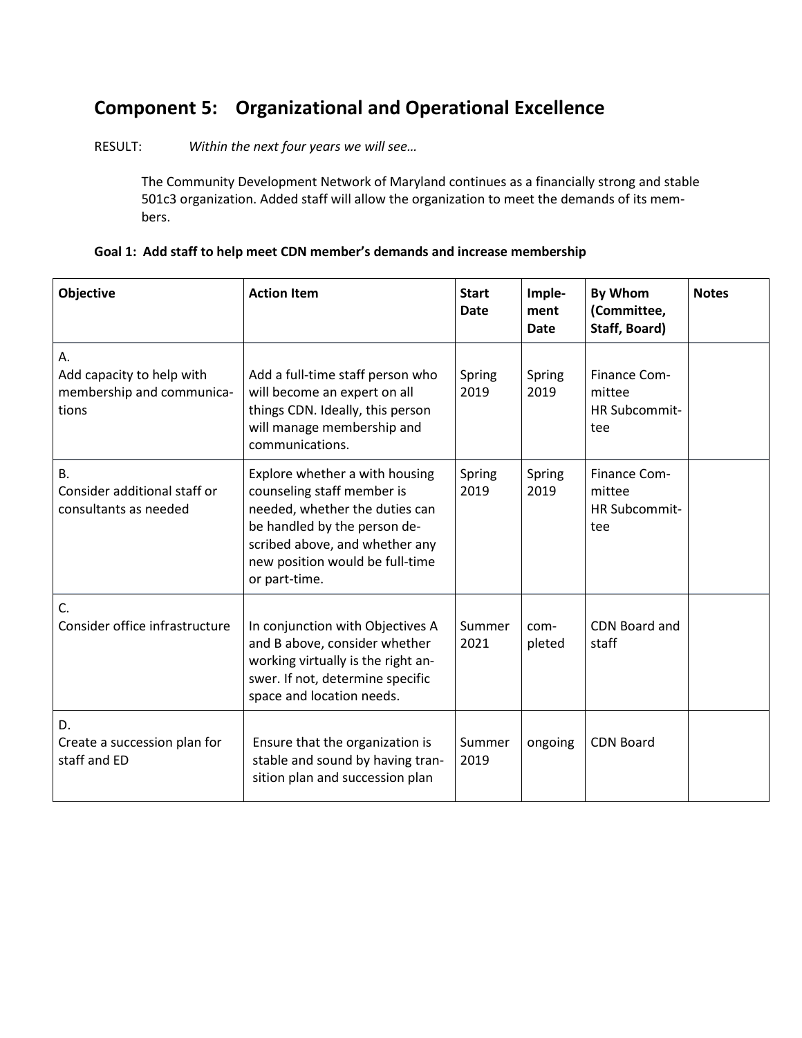## Component 5: Organizational and Operational Excellence

RESULT: *Within the next four years we will see…*

The Community Development Network of Maryland continues as a financially strong and stable 501c3 organization. Added staff will allow the organization to meet the demands of its members.

**Goal 1: Add staff to help meet CDN member's demands and increase membership**

| Objective | Action Item | Start Date | Implement Date | By Whom (Committee, Staff, Board) | Notes |
|---|---|---|---|---|---|
| A. Add capacity to help with membership and communications | Add a full-time staff person who will become an expert on all things CDN. Ideally, this person will manage membership and communications. | Spring 2019 | Spring 2019 | Finance Committee HR Subcommittee | |
| B. Consider additional staff or consultants as needed | Explore whether a with housing counseling staff member is needed, whether the duties can be handled by the person described above, and whether any new position would be full-time or part-time. | Spring 2019 | Spring 2019 | Finance Committee HR Subcommittee | |
| C. Consider office infrastructure | In conjunction with Objectives A and B above, consider whether working virtually is the right answer. If not, determine specific space and location needs. | Summer 2021 | completed | CDN Board and staff | |
| D. Create a succession plan for staff and ED | Ensure that the organization is stable and sound by having transition plan and succession plan | Summer 2019 | ongoing | CDN Board | |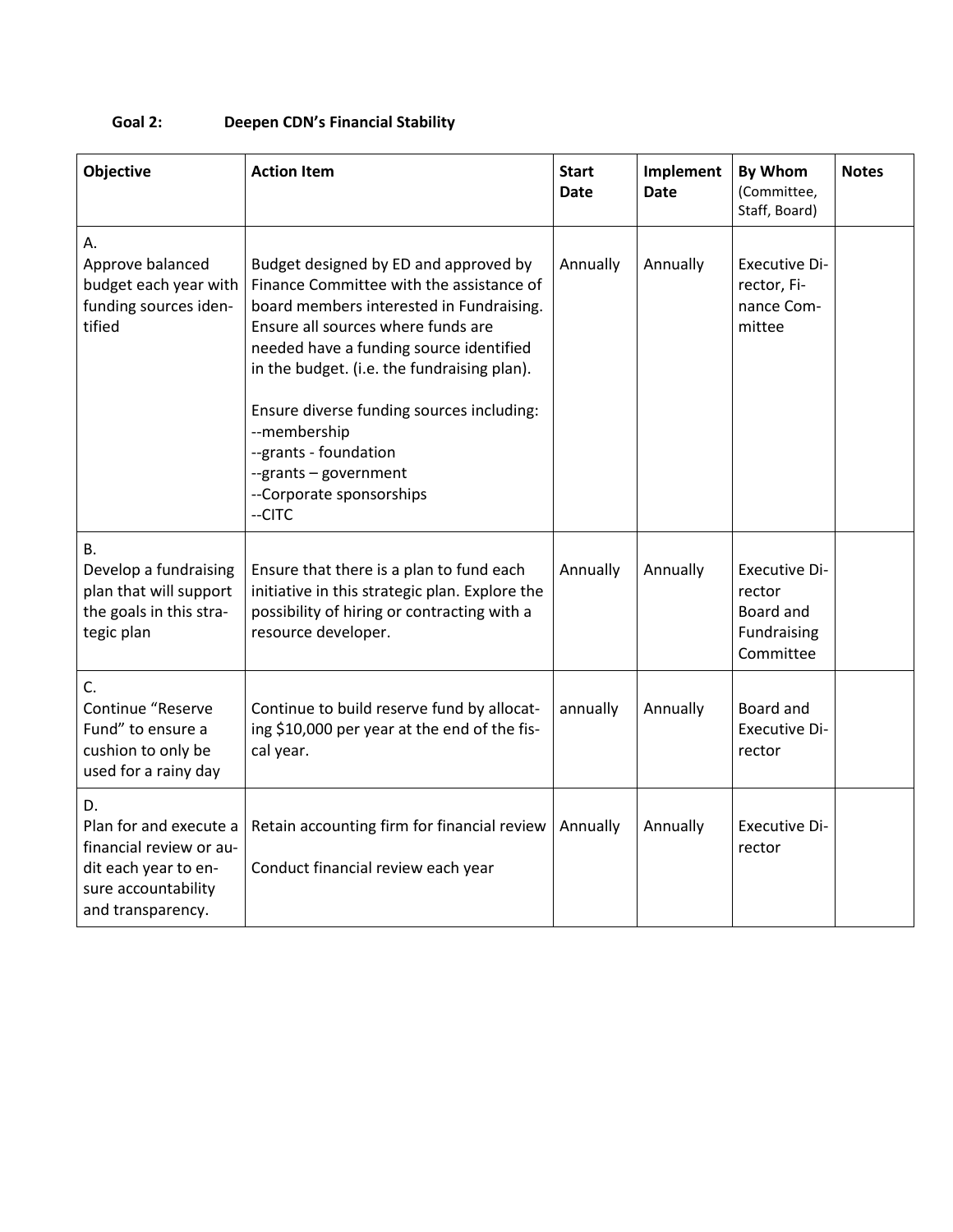**Goal 2: Deepen CDN's Financial Stability**

| Objective | Action Item | Start Date | Implement Date | By Whom (Committee, Staff, Board) | Notes |
|---|---|---|---|---|---|
| A. Approve balanced budget each year with funding sources identified | Budget designed by ED and approved by Finance Committee with the assistance of board members interested in Fundraising. Ensure all sources where funds are needed have a funding source identified in the budget. (i.e. the fundraising plan).<br><br>Ensure diverse funding sources including:<br>--membership<br>--grants - foundation<br>--grants – government<br>--Corporate sponsorships<br>--CITC | Annually | Annually | Executive Director, Finance Committee | |
| B. Develop a fundraising plan that will support the goals in this strategic plan | Ensure that there is a plan to fund each initiative in this strategic plan. Explore the possibility of hiring or contracting with a resource developer. | Annually | Annually | Executive Director Board and Fundraising Committee | |
| C. Continue "Reserve Fund" to ensure a cushion to only be used for a rainy day | Continue to build reserve fund by allocating $10,000 per year at the end of the fiscal year. | annually | Annually | Board and Executive Director | |
| D. Plan for and execute a financial review or audit each year to ensure accountability and transparency. | Retain accounting firm for financial review<br><br>Conduct financial review each year | Annually | Annually | Executive Director | |